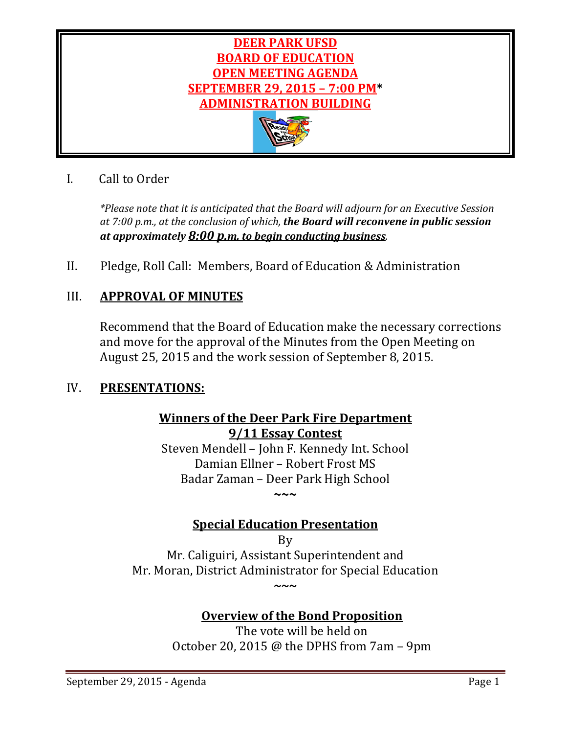# DEER PARK UFSD
# BOARD OF EDUCATION
# OPEN MEETING AGENDA
# SEPTEMBER 29, 2015 – 7:00 PM*
# ADMINISTRATION BUILDING

I. Call to Order

*\*Please note that it is anticipated that the Board will adjourn for an Executive Session at 7:00 p.m., at the conclusion of which,* ***the Board will reconvene in public session at approximately <u>8:00 p.m. to begin conducting business</u>***.

II. Pledge, Roll Call: Members, Board of Education & Administration

## III. APPROVAL OF MINUTES

Recommend that the Board of Education make the necessary corrections and move for the approval of the Minutes from the Open Meeting on August 25, 2015 and the work session of September 8, 2015.

## IV. PRESENTATIONS:

**Winners of the Deer Park Fire Department**
**9/11 Essay Contest**

Steven Mendell – John F. Kennedy Int. School
Damian Ellner – Robert Frost MS
Badar Zaman – Deer Park High School

~~~

**Special Education Presentation**

By
Mr. Caliguiri, Assistant Superintendent and
Mr. Moran, District Administrator for Special Education

~~~

**Overview of the Bond Proposition**

The vote will be held on
October 20, 2015 @ the DPHS from 7am – 9pm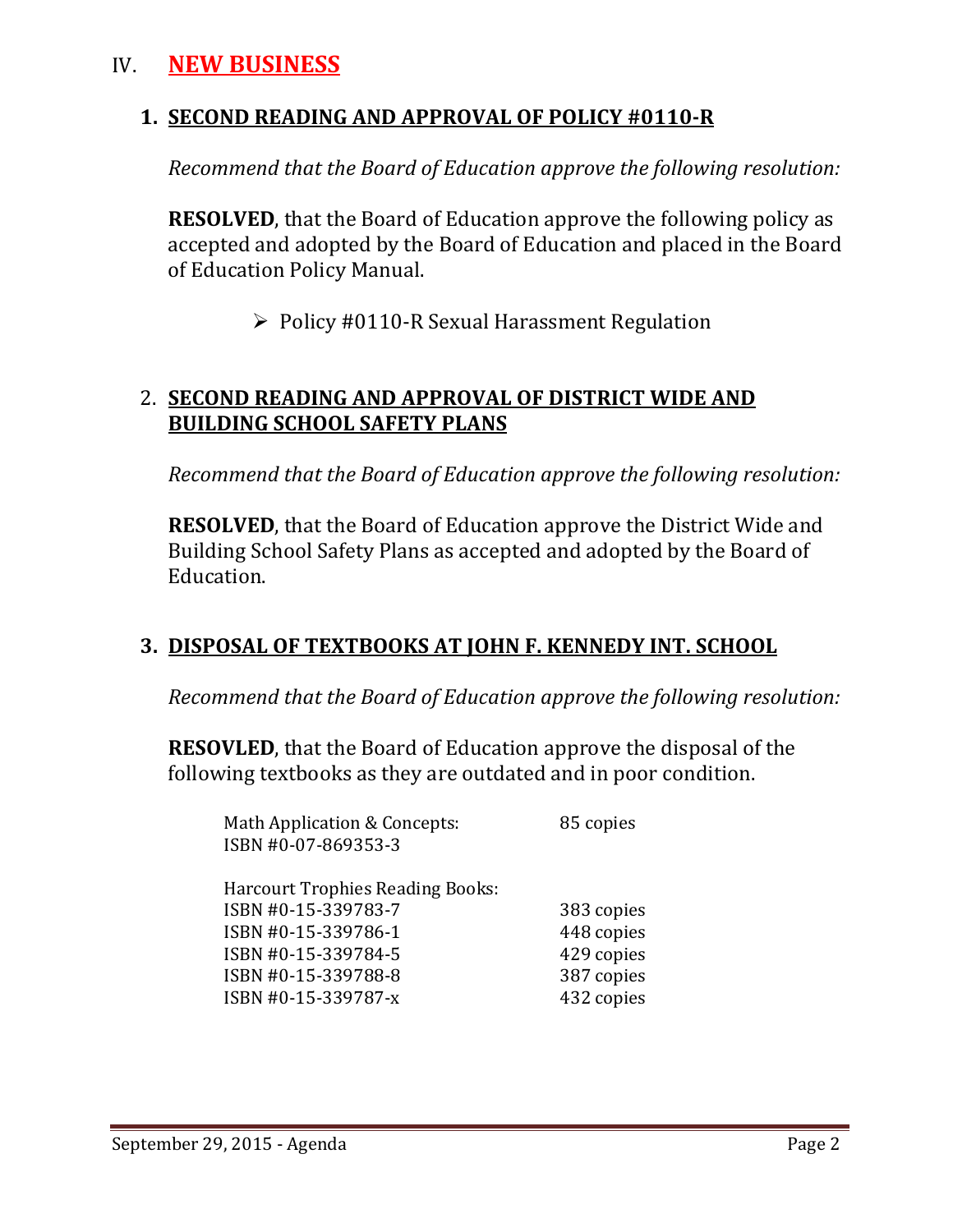# IV. NEW BUSINESS

## 1. SECOND READING AND APPROVAL OF POLICY #0110-R

*Recommend that the Board of Education approve the following resolution:*

**RESOLVED**, that the Board of Education approve the following policy as accepted and adopted by the Board of Education and placed in the Board of Education Policy Manual.

- Policy #0110-R Sexual Harassment Regulation

## 2. SECOND READING AND APPROVAL OF DISTRICT WIDE AND BUILDING SCHOOL SAFETY PLANS

*Recommend that the Board of Education approve the following resolution:*

**RESOLVED**, that the Board of Education approve the District Wide and Building School Safety Plans as accepted and adopted by the Board of Education.

## 3. DISPOSAL OF TEXTBOOKS AT JOHN F. KENNEDY INT. SCHOOL

*Recommend that the Board of Education approve the following resolution:*

**RESOVLED**, that the Board of Education approve the disposal of the following textbooks as they are outdated and in poor condition.

| | |
|---|---|
| Math Application & Concepts: ISBN #0-07-869353-3 | 85 copies |
| Harcourt Trophies Reading Books: | |
| ISBN #0-15-339783-7 | 383 copies |
| ISBN #0-15-339786-1 | 448 copies |
| ISBN #0-15-339784-5 | 429 copies |
| ISBN #0-15-339788-8 | 387 copies |
| ISBN #0-15-339787-x | 432 copies |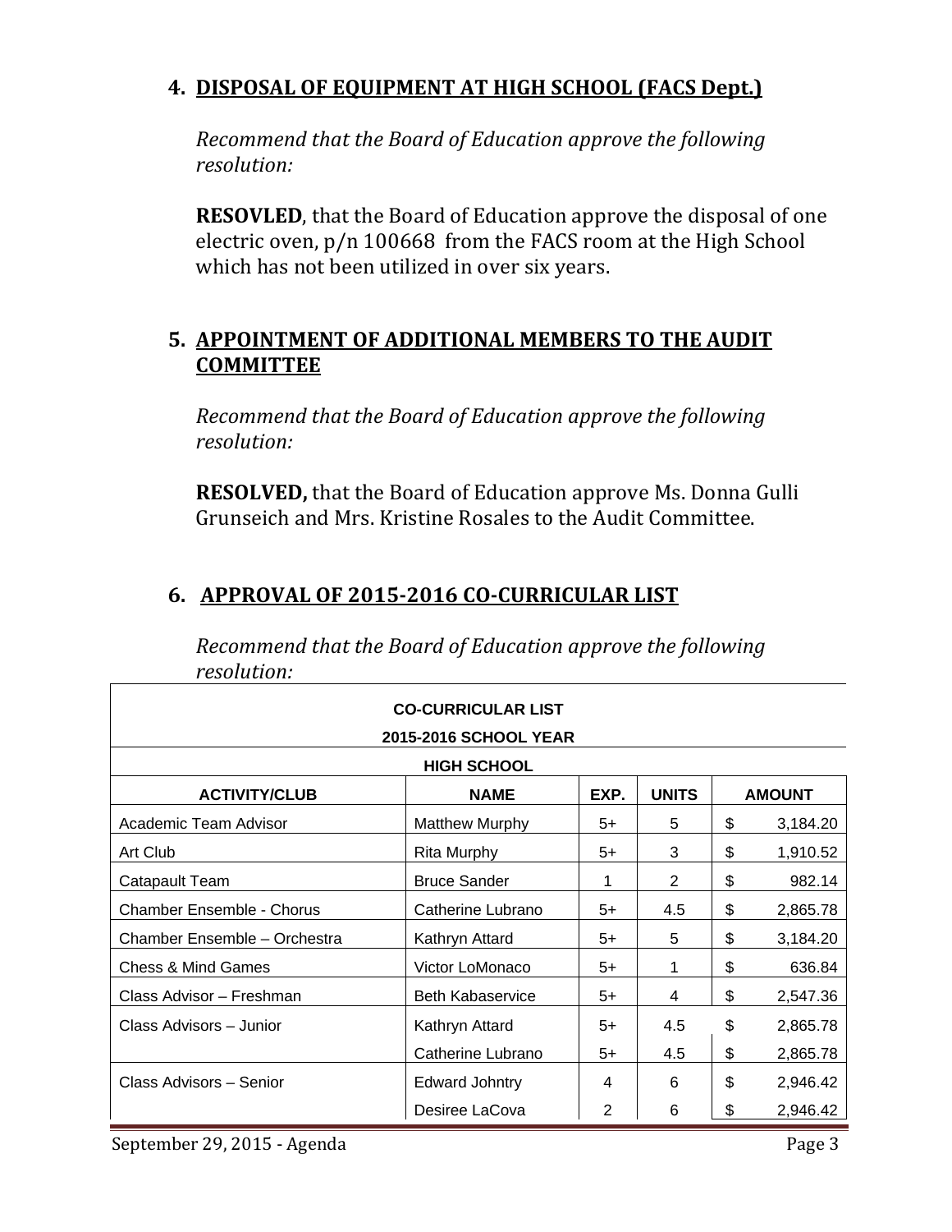## 4. DISPOSAL OF EQUIPMENT AT HIGH SCHOOL (FACS Dept.)

*Recommend that the Board of Education approve the following resolution:*

**RESOVLED**, that the Board of Education approve the disposal of one electric oven, p/n 100668 from the FACS room at the High School which has not been utilized in over six years.

## 5. APPOINTMENT OF ADDITIONAL MEMBERS TO THE AUDIT COMMITTEE

*Recommend that the Board of Education approve the following resolution:*

**RESOLVED,** that the Board of Education approve Ms. Donna Gulli Grunseich and Mrs. Kristine Rosales to the Audit Committee.

## 6. APPROVAL OF 2015-2016 CO-CURRICULAR LIST

*Recommend that the Board of Education approve the following resolution:*

| CO-CURRICULAR LIST 2015-2016 SCHOOL YEAR | | | | |
|---|---|---|---|---|
| **HIGH SCHOOL** | | | | |
| **ACTIVITY/CLUB** | **NAME** | **EXP.** | **UNITS** | **AMOUNT** |
| Academic Team Advisor | Matthew Murphy | 5+ | 5 | $ 3,184.20 |
| Art Club | Rita Murphy | 5+ | 3 | $ 1,910.52 |
| Catapault Team | Bruce Sander | 1 | 2 | $ 982.14 |
| Chamber Ensemble - Chorus | Catherine Lubrano | 5+ | 4.5 | $ 2,865.78 |
| Chamber Ensemble – Orchestra | Kathryn Attard | 5+ | 5 | $ 3,184.20 |
| Chess & Mind Games | Victor LoMonaco | 5+ | 1 | $ 636.84 |
| Class Advisor – Freshman | Beth Kabaservice | 5+ | 4 | $ 2,547.36 |
| Class Advisors – Junior | Kathryn Attard | 5+ | 4.5 | $ 2,865.78 |
| | Catherine Lubrano | 5+ | 4.5 | $ 2,865.78 |
| Class Advisors – Senior | Edward Johntry | 4 | 6 | $ 2,946.42 |
| | Desiree LaCova | 2 | 6 | $ 2,946.42 |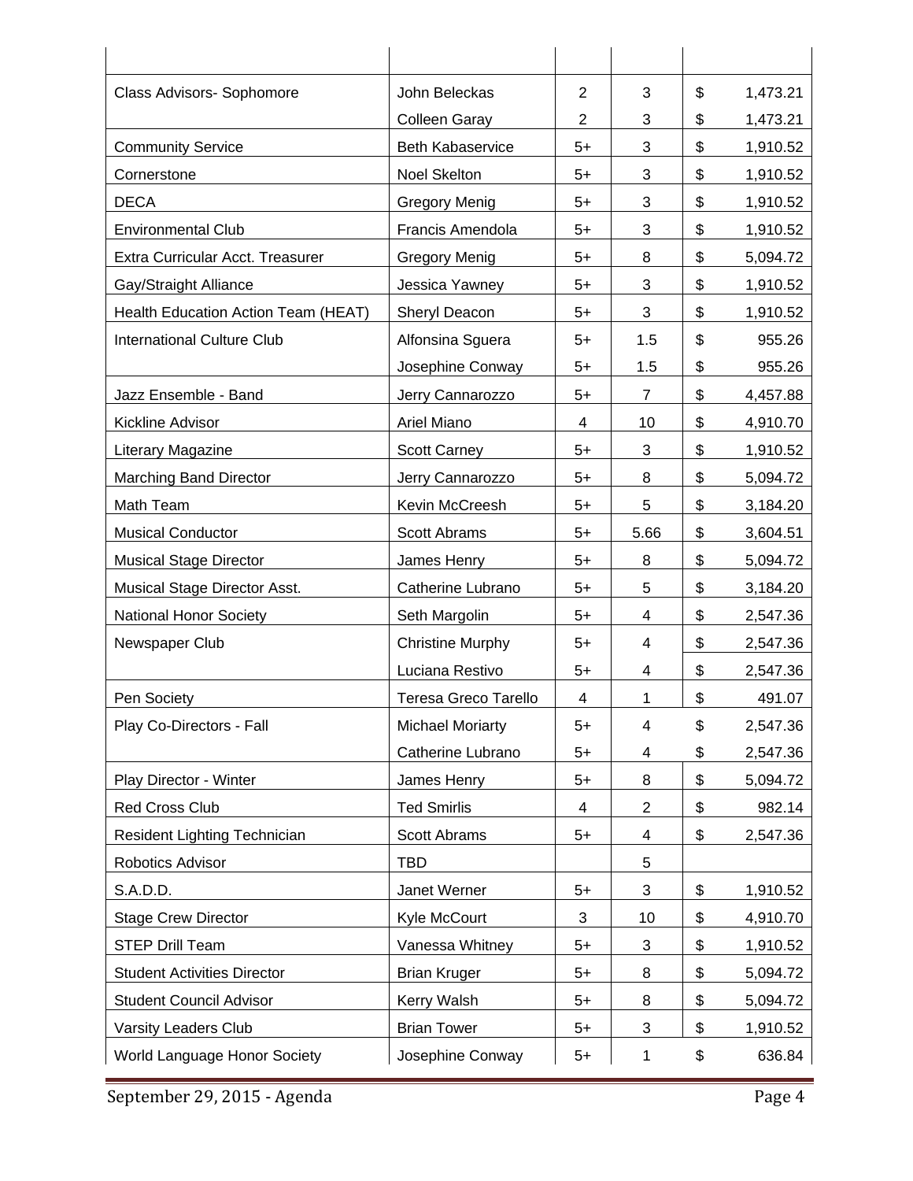| | | | | | |
|---|---|---|---|---|---|
| Class Advisors- Sophomore | John Beleckas | 2 | 3 | $ | 1,473.21 |
| | Colleen Garay | 2 | 3 | $ | 1,473.21 |
| Community Service | Beth Kabaservice | 5+ | 3 | $ | 1,910.52 |
| Cornerstone | Noel Skelton | 5+ | 3 | $ | 1,910.52 |
| DECA | Gregory Menig | 5+ | 3 | $ | 1,910.52 |
| Environmental Club | Francis Amendola | 5+ | 3 | $ | 1,910.52 |
| Extra Curricular Acct. Treasurer | Gregory Menig | 5+ | 8 | $ | 5,094.72 |
| Gay/Straight Alliance | Jessica Yawney | 5+ | 3 | $ | 1,910.52 |
| Health Education Action Team (HEAT) | Sheryl Deacon | 5+ | 3 | $ | 1,910.52 |
| International Culture Club | Alfonsina Sguera | 5+ | 1.5 | $ | 955.26 |
| | Josephine Conway | 5+ | 1.5 | $ | 955.26 |
| Jazz Ensemble - Band | Jerry Cannarozzo | 5+ | 7 | $ | 4,457.88 |
| Kickline Advisor | Ariel Miano | 4 | 10 | $ | 4,910.70 |
| Literary Magazine | Scott Carney | 5+ | 3 | $ | 1,910.52 |
| Marching Band Director | Jerry Cannarozzo | 5+ | 8 | $ | 5,094.72 |
| Math Team | Kevin McCreesh | 5+ | 5 | $ | 3,184.20 |
| Musical Conductor | Scott Abrams | 5+ | 5.66 | $ | 3,604.51 |
| Musical Stage Director | James Henry | 5+ | 8 | $ | 5,094.72 |
| Musical Stage Director Asst. | Catherine Lubrano | 5+ | 5 | $ | 3,184.20 |
| National Honor Society | Seth Margolin | 5+ | 4 | $ | 2,547.36 |
| Newspaper Club | Christine Murphy | 5+ | 4 | $ | 2,547.36 |
| | Luciana Restivo | 5+ | 4 | $ | 2,547.36 |
| Pen Society | Teresa Greco Tarello | 4 | 1 | $ | 491.07 |
| Play Co-Directors - Fall | Michael Moriarty | 5+ | 4 | $ | 2,547.36 |
| | Catherine Lubrano | 5+ | 4 | $ | 2,547.36 |
| Play Director - Winter | James Henry | 5+ | 8 | $ | 5,094.72 |
| Red Cross Club | Ted Smirlis | 4 | 2 | $ | 982.14 |
| Resident Lighting Technician | Scott Abrams | 5+ | 4 | $ | 2,547.36 |
| Robotics Advisor | TBD | | 5 | | |
| S.A.D.D. | Janet Werner | 5+ | 3 | $ | 1,910.52 |
| Stage Crew Director | Kyle McCourt | 3 | 10 | $ | 4,910.70 |
| STEP Drill Team | Vanessa Whitney | 5+ | 3 | $ | 1,910.52 |
| Student Activities Director | Brian Kruger | 5+ | 8 | $ | 5,094.72 |
| Student Council Advisor | Kerry Walsh | 5+ | 8 | $ | 5,094.72 |
| Varsity Leaders Club | Brian Tower | 5+ | 3 | $ | 1,910.52 |
| World Language Honor Society | Josephine Conway | 5+ | 1 | $ | 636.84 |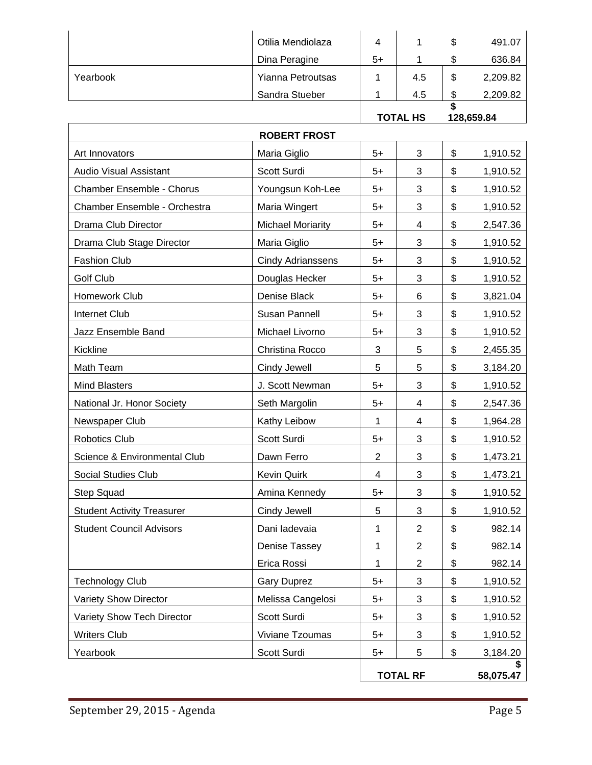| | | | | | |
|---|---|---|---|---|---|
| | Otilia Mendiolaza | 4 | 1 | $ | 491.07 |
| | Dina Peragine | 5+ | 1 | $ | 636.84 |
| Yearbook | Yianna Petroutsas | 1 | 4.5 | $ | 2,209.82 |
| | Sandra Stueber | 1 | 4.5 | $ | 2,209.82 |
| | | | **TOTAL HS** | **$** | **128,659.84** |

| **ROBERT FROST** | | | | | |
|---|---|---|---|---|---|
| Art Innovators | Maria Giglio | 5+ | 3 | $ | 1,910.52 |
| Audio Visual Assistant | Scott Surdi | 5+ | 3 | $ | 1,910.52 |
| Chamber Ensemble - Chorus | Youngsun Koh-Lee | 5+ | 3 | $ | 1,910.52 |
| Chamber Ensemble - Orchestra | Maria Wingert | 5+ | 3 | $ | 1,910.52 |
| Drama Club Director | Michael Moriarity | 5+ | 4 | $ | 2,547.36 |
| Drama Club Stage Director | Maria Giglio | 5+ | 3 | $ | 1,910.52 |
| Fashion Club | Cindy Adrianssens | 5+ | 3 | $ | 1,910.52 |
| Golf Club | Douglas Hecker | 5+ | 3 | $ | 1,910.52 |
| Homework Club | Denise Black | 5+ | 6 | $ | 3,821.04 |
| Internet Club | Susan Pannell | 5+ | 3 | $ | 1,910.52 |
| Jazz Ensemble Band | Michael Livorno | 5+ | 3 | $ | 1,910.52 |
| Kickline | Christina Rocco | 3 | 5 | $ | 2,455.35 |
| Math Team | Cindy Jewell | 5 | 5 | $ | 3,184.20 |
| Mind Blasters | J. Scott Newman | 5+ | 3 | $ | 1,910.52 |
| National Jr. Honor Society | Seth Margolin | 5+ | 4 | $ | 2,547.36 |
| Newspaper Club | Kathy Leibow | 1 | 4 | $ | 1,964.28 |
| Robotics Club | Scott Surdi | 5+ | 3 | $ | 1,910.52 |
| Science & Environmental Club | Dawn Ferro | 2 | 3 | $ | 1,473.21 |
| Social Studies Club | Kevin Quirk | 4 | 3 | $ | 1,473.21 |
| Step Squad | Amina Kennedy | 5+ | 3 | $ | 1,910.52 |
| Student Activity Treasurer | Cindy Jewell | 5 | 3 | $ | 1,910.52 |
| Student Council Advisors | Dani Iadevaia | 1 | 2 | $ | 982.14 |
| | Denise Tassey | 1 | 2 | $ | 982.14 |
| | Erica Rossi | 1 | 2 | $ | 982.14 |
| Technology Club | Gary Duprez | 5+ | 3 | $ | 1,910.52 |
| Variety Show Director | Melissa Cangelosi | 5+ | 3 | $ | 1,910.52 |
| Variety Show Tech Director | Scott Surdi | 5+ | 3 | $ | 1,910.52 |
| Writers Club | Viviane Tzoumas | 5+ | 3 | $ | 1,910.52 |
| Yearbook | Scott Surdi | 5+ | 5 | $ | 3,184.20 |
| | | | **TOTAL RF** | **$** | **58,075.47** |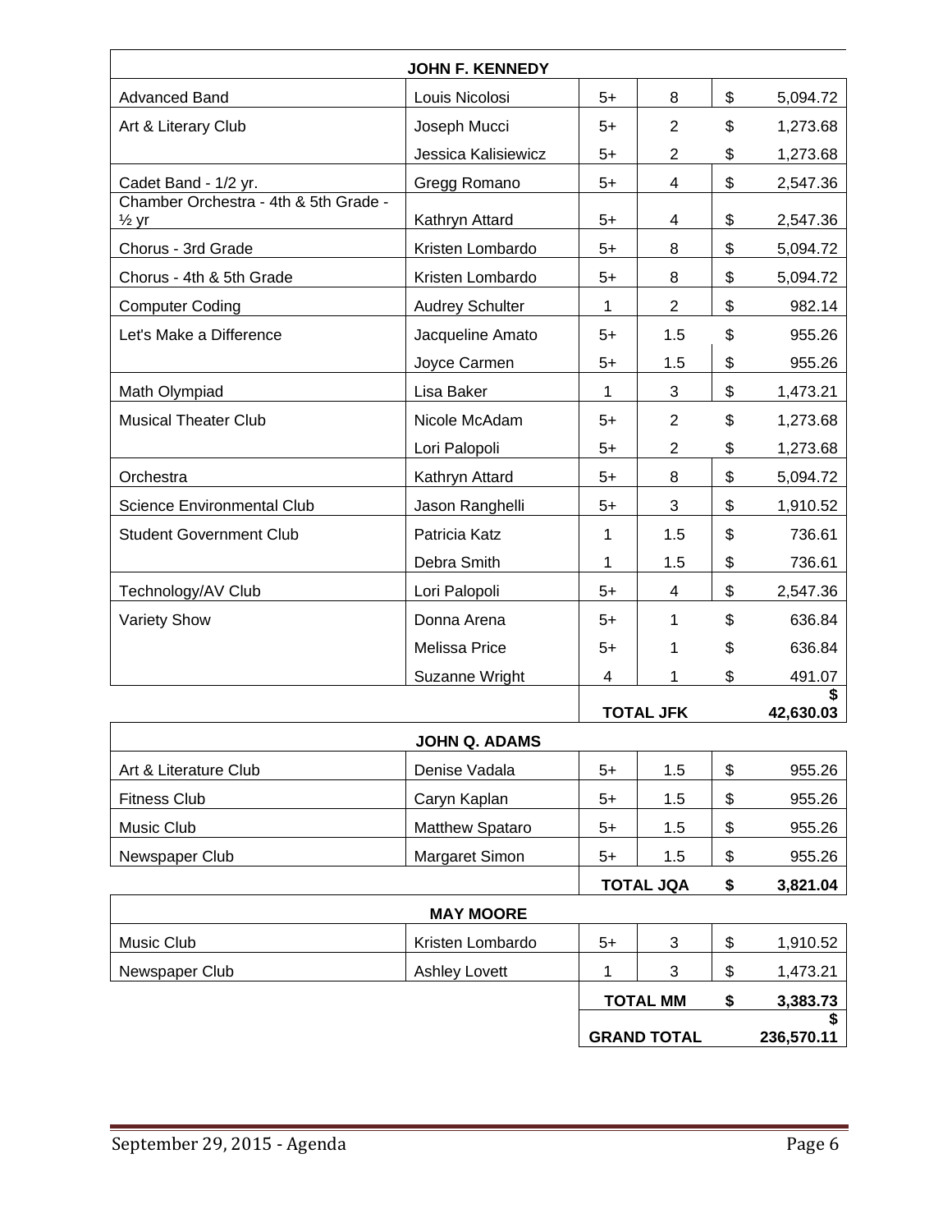| JOHN F. KENNEDY | | | | |
|---|---|---|---|---|
| Advanced Band | Louis Nicolosi | 5+ | 8 | $ 5,094.72 |
| Art & Literary Club | Joseph Mucci | 5+ | 2 | $ 1,273.68 |
| | Jessica Kalisiewicz | 5+ | 2 | $ 1,273.68 |
| Cadet Band - 1/2 yr. | Gregg Romano | 5+ | 4 | $ 2,547.36 |
| Chamber Orchestra - 4th & 5th Grade - ½ yr | Kathryn Attard | 5+ | 4 | $ 2,547.36 |
| Chorus - 3rd Grade | Kristen Lombardo | 5+ | 8 | $ 5,094.72 |
| Chorus - 4th & 5th Grade | Kristen Lombardo | 5+ | 8 | $ 5,094.72 |
| Computer Coding | Audrey Schulter | 1 | 2 | $ 982.14 |
| Let's Make a Difference | Jacqueline Amato | 5+ | 1.5 | $ 955.26 |
| | Joyce Carmen | 5+ | 1.5 | $ 955.26 |
| Math Olympiad | Lisa Baker | 1 | 3 | $ 1,473.21 |
| Musical Theater Club | Nicole McAdam | 5+ | 2 | $ 1,273.68 |
| | Lori Palopoli | 5+ | 2 | $ 1,273.68 |
| Orchestra | Kathryn Attard | 5+ | 8 | $ 5,094.72 |
| Science Environmental Club | Jason Ranghelli | 5+ | 3 | $ 1,910.52 |
| Student Government Club | Patricia Katz | 1 | 1.5 | $ 736.61 |
| | Debra Smith | 1 | 1.5 | $ 736.61 |
| Technology/AV Club | Lori Palopoli | 5+ | 4 | $ 2,547.36 |
| Variety Show | Donna Arena | 5+ | 1 | $ 636.84 |
| | Melissa Price | 5+ | 1 | $ 636.84 |
| | Suzanne Wright | 4 | 1 | $ 491.07 |
| | | **TOTAL JFK** | | **$ 42,630.03** |

| JOHN Q. ADAMS | | | | |
|---|---|---|---|---|
| Art & Literature Club | Denise Vadala | 5+ | 1.5 | $ 955.26 |
| Fitness Club | Caryn Kaplan | 5+ | 1.5 | $ 955.26 |
| Music Club | Matthew Spataro | 5+ | 1.5 | $ 955.26 |
| Newspaper Club | Margaret Simon | 5+ | 1.5 | $ 955.26 |
| | | **TOTAL JQA** | | **$ 3,821.04** |

| MAY MOORE | | | | |
|---|---|---|---|---|
| Music Club | Kristen Lombardo | 5+ | 3 | $ 1,910.52 |
| Newspaper Club | Ashley Lovett | 1 | 3 | $ 1,473.21 |
| | | **TOTAL MM** | | **$ 3,383.73** |
| | | **GRAND TOTAL** | | **$ 236,570.11** |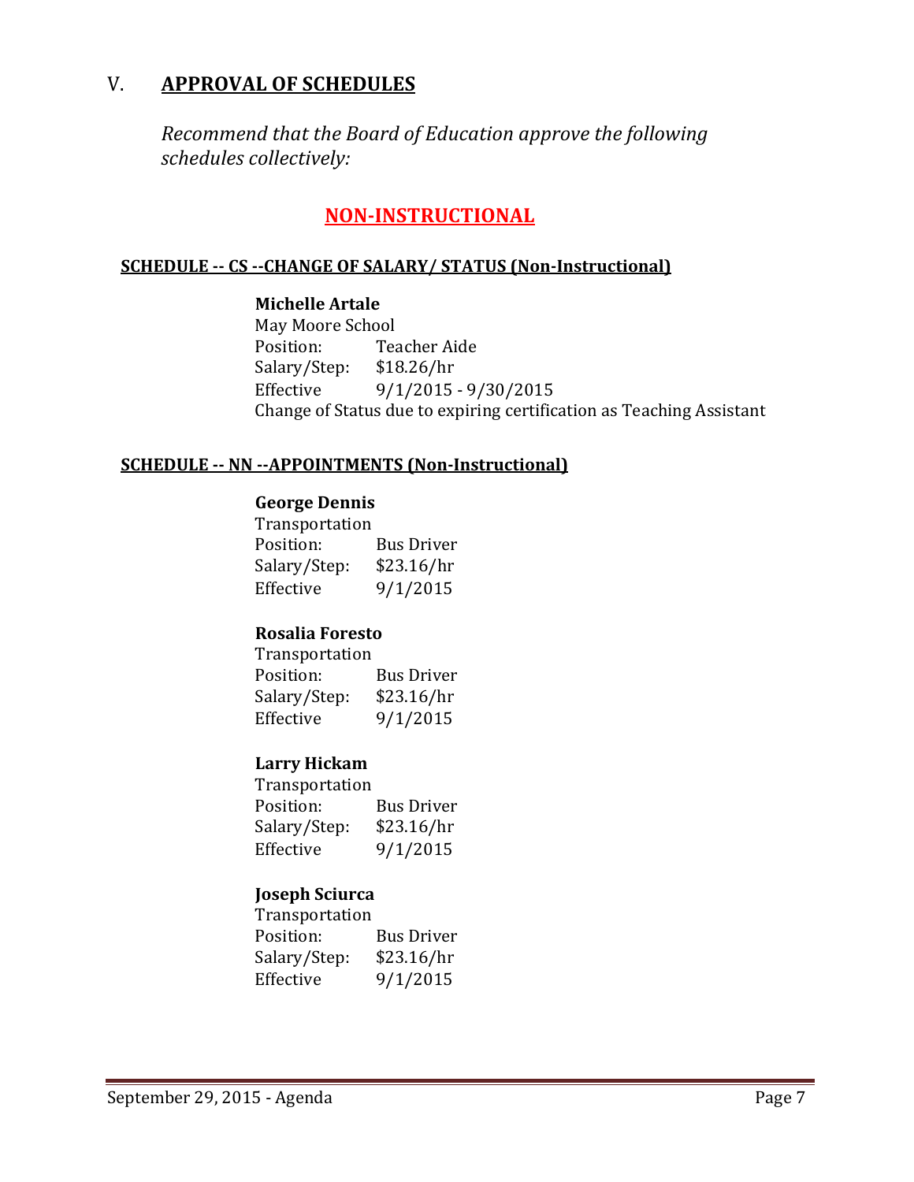## V. APPROVAL OF SCHEDULES

*Recommend that the Board of Education approve the following schedules collectively:*

### NON-INSTRUCTIONAL

**SCHEDULE -- CS --CHANGE OF SALARY/ STATUS (Non-Instructional)**

**Michelle Artale**
May Moore School
Position: Teacher Aide
Salary/Step: $18.26/hr
Effective 9/1/2015 - 9/30/2015
Change of Status due to expiring certification as Teaching Assistant

**SCHEDULE -- NN --APPOINTMENTS (Non-Instructional)**

**George Dennis**
Transportation
Position: Bus Driver
Salary/Step: $23.16/hr
Effective 9/1/2015

**Rosalia Foresto**
Transportation
Position: Bus Driver
Salary/Step: $23.16/hr
Effective 9/1/2015

**Larry Hickam**
Transportation
Position: Bus Driver
Salary/Step: $23.16/hr
Effective 9/1/2015

**Joseph Sciurca**
Transportation
Position: Bus Driver
Salary/Step: $23.16/hr
Effective 9/1/2015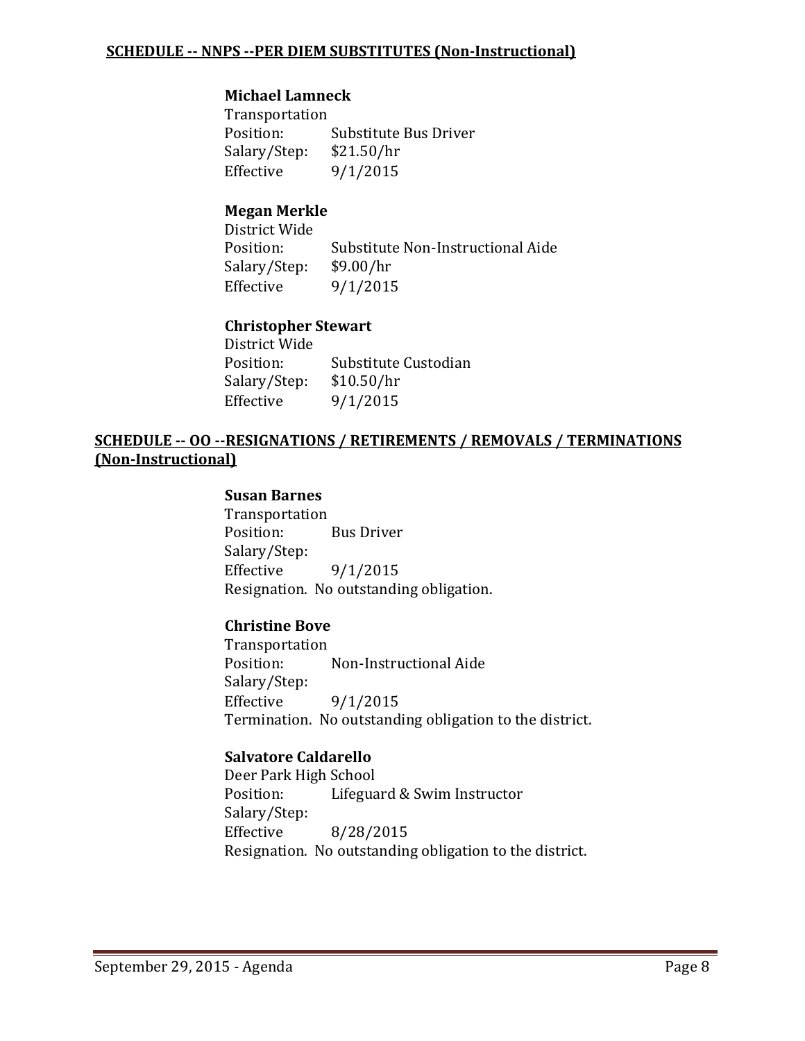## SCHEDULE -- NNPS --PER DIEM SUBSTITUTES (Non-Instructional)

**Michael Lamneck**
Transportation
Position: Substitute Bus Driver
Salary/Step: $21.50/hr
Effective 9/1/2015

**Megan Merkle**
District Wide
Position: Substitute Non-Instructional Aide
Salary/Step: $9.00/hr
Effective 9/1/2015

**Christopher Stewart**
District Wide
Position: Substitute Custodian
Salary/Step: $10.50/hr
Effective 9/1/2015

## SCHEDULE -- OO --RESIGNATIONS / RETIREMENTS / REMOVALS / TERMINATIONS (Non-Instructional)

**Susan Barnes**
Transportation
Position: Bus Driver
Salary/Step:
Effective 9/1/2015
Resignation. No outstanding obligation.

**Christine Bove**
Transportation
Position: Non-Instructional Aide
Salary/Step:
Effective 9/1/2015
Termination. No outstanding obligation to the district.

**Salvatore Caldarello**
Deer Park High School
Position: Lifeguard & Swim Instructor
Salary/Step:
Effective 8/28/2015
Resignation. No outstanding obligation to the district.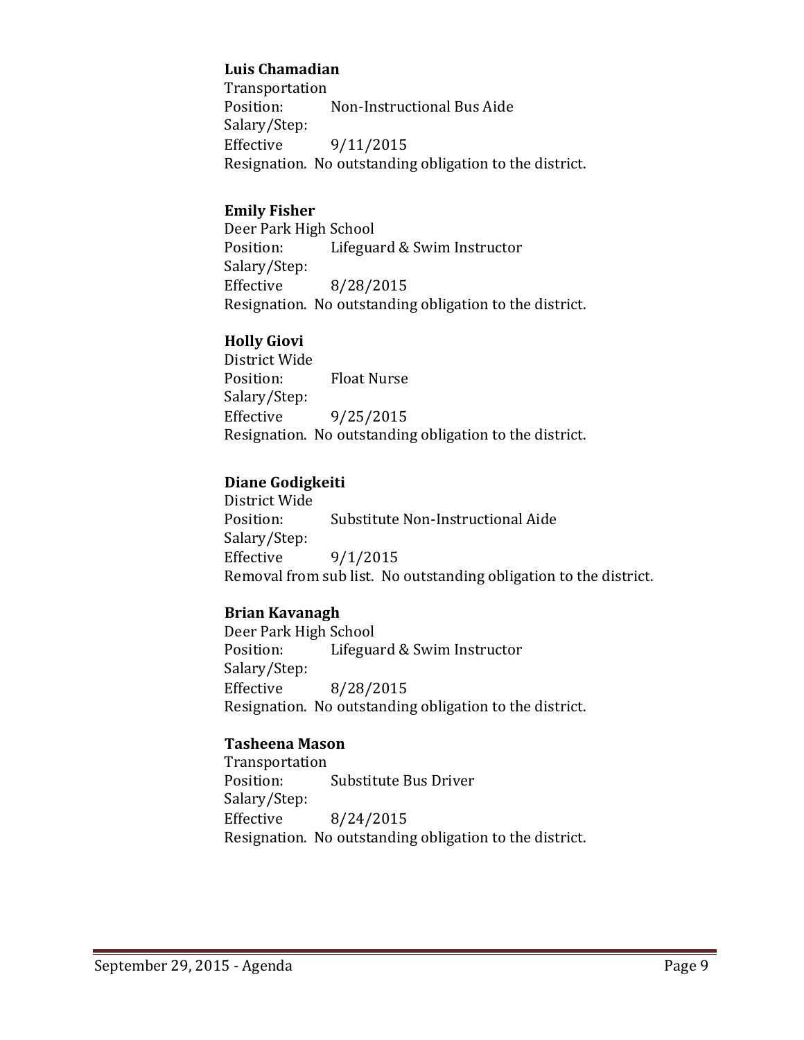**Luis Chamadian**
Transportation
Position: Non-Instructional Bus Aide
Salary/Step:
Effective 9/11/2015
Resignation. No outstanding obligation to the district.

**Emily Fisher**
Deer Park High School
Position: Lifeguard & Swim Instructor
Salary/Step:
Effective 8/28/2015
Resignation. No outstanding obligation to the district.

**Holly Giovi**
District Wide
Position: Float Nurse
Salary/Step:
Effective 9/25/2015
Resignation. No outstanding obligation to the district.

**Diane Godigkeiti**
District Wide
Position: Substitute Non-Instructional Aide
Salary/Step:
Effective 9/1/2015
Removal from sub list. No outstanding obligation to the district.

**Brian Kavanagh**
Deer Park High School
Position: Lifeguard & Swim Instructor
Salary/Step:
Effective 8/28/2015
Resignation. No outstanding obligation to the district.

**Tasheena Mason**
Transportation
Position: Substitute Bus Driver
Salary/Step:
Effective 8/24/2015
Resignation. No outstanding obligation to the district.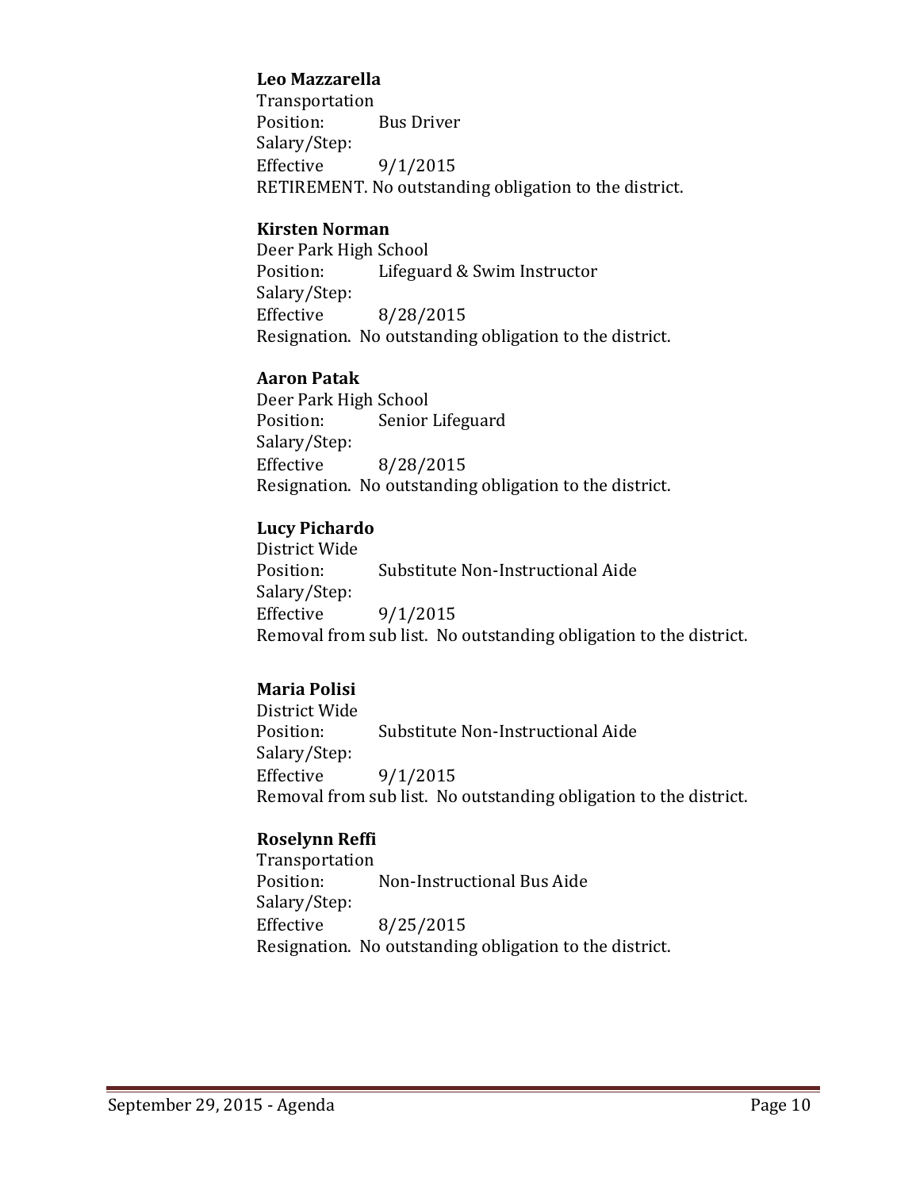**Leo Mazzarella**
Transportation
Position: Bus Driver
Salary/Step:
Effective 9/1/2015
RETIREMENT. No outstanding obligation to the district.

**Kirsten Norman**
Deer Park High School
Position: Lifeguard & Swim Instructor
Salary/Step:
Effective 8/28/2015
Resignation. No outstanding obligation to the district.

**Aaron Patak**
Deer Park High School
Position: Senior Lifeguard
Salary/Step:
Effective 8/28/2015
Resignation. No outstanding obligation to the district.

**Lucy Pichardo**
District Wide
Position: Substitute Non-Instructional Aide
Salary/Step:
Effective 9/1/2015
Removal from sub list. No outstanding obligation to the district.

**Maria Polisi**
District Wide
Position: Substitute Non-Instructional Aide
Salary/Step:
Effective 9/1/2015
Removal from sub list. No outstanding obligation to the district.

**Roselynn Reffi**
Transportation
Position: Non-Instructional Bus Aide
Salary/Step:
Effective 8/25/2015
Resignation. No outstanding obligation to the district.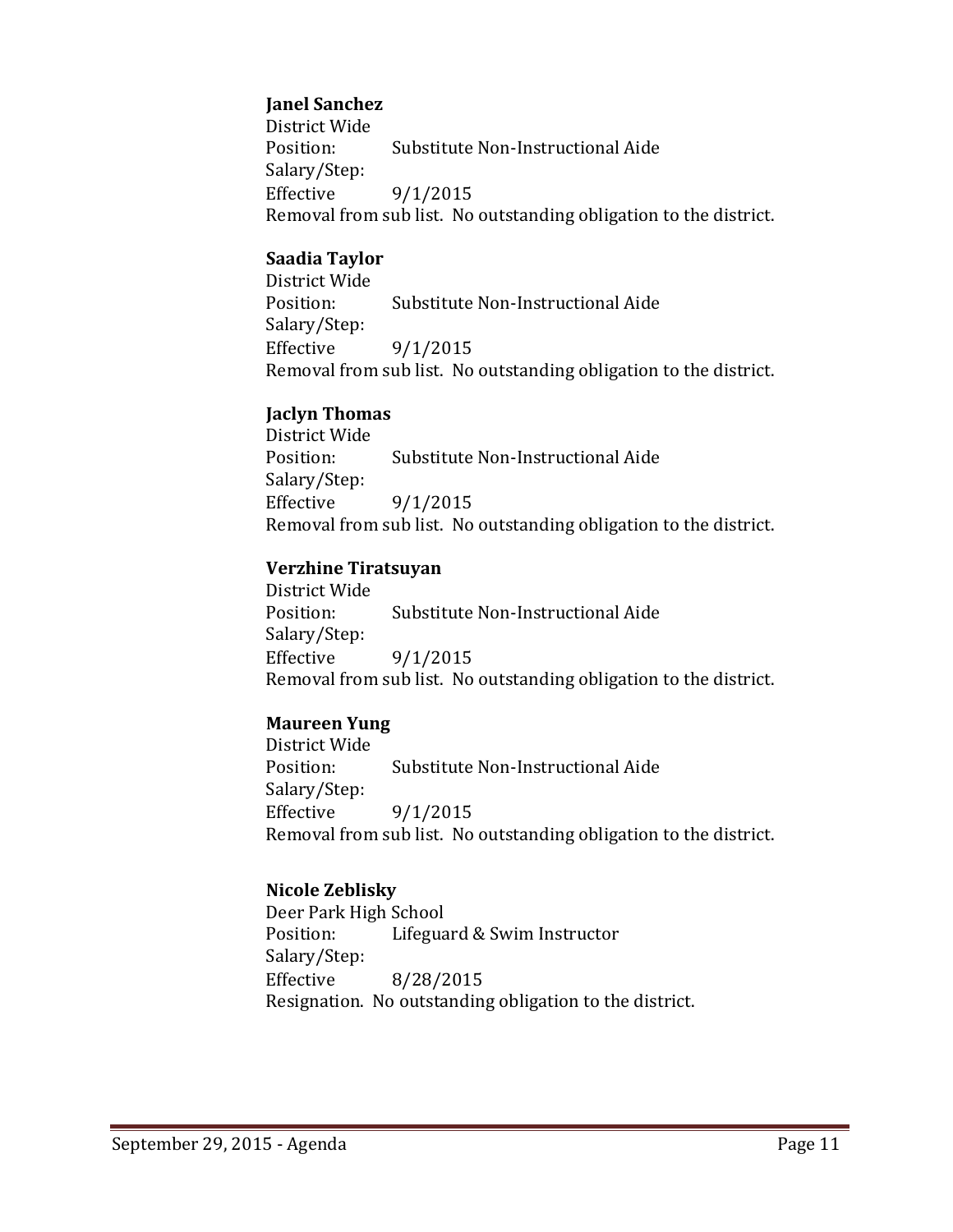**Janel Sanchez**
District Wide
Position: Substitute Non-Instructional Aide
Salary/Step:
Effective 9/1/2015
Removal from sub list. No outstanding obligation to the district.

**Saadia Taylor**
District Wide
Position: Substitute Non-Instructional Aide
Salary/Step:
Effective 9/1/2015
Removal from sub list. No outstanding obligation to the district.

**Jaclyn Thomas**
District Wide
Position: Substitute Non-Instructional Aide
Salary/Step:
Effective 9/1/2015
Removal from sub list. No outstanding obligation to the district.

**Verzhine Tiratsuyan**
District Wide
Position: Substitute Non-Instructional Aide
Salary/Step:
Effective 9/1/2015
Removal from sub list. No outstanding obligation to the district.

**Maureen Yung**
District Wide
Position: Substitute Non-Instructional Aide
Salary/Step:
Effective 9/1/2015
Removal from sub list. No outstanding obligation to the district.

**Nicole Zeblisky**
Deer Park High School
Position: Lifeguard & Swim Instructor
Salary/Step:
Effective 8/28/2015
Resignation. No outstanding obligation to the district.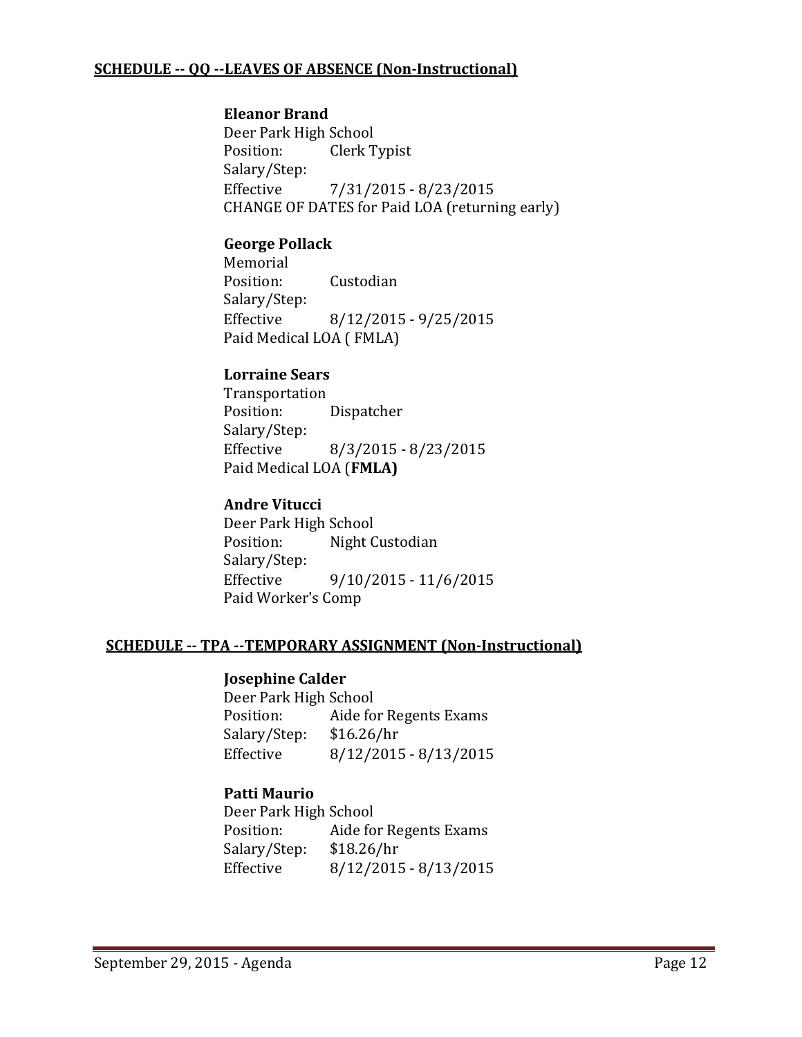**SCHEDULE -- QQ --LEAVES OF ABSENCE (Non-Instructional)**

**Eleanor Brand**
Deer Park High School
Position: Clerk Typist
Salary/Step:
Effective 7/31/2015 - 8/23/2015
CHANGE OF DATES for Paid LOA (returning early)

**George Pollack**
Memorial
Position: Custodian
Salary/Step:
Effective 8/12/2015 - 9/25/2015
Paid Medical LOA ( FMLA)

**Lorraine Sears**
Transportation
Position: Dispatcher
Salary/Step:
Effective 8/3/2015 - 8/23/2015
Paid Medical LOA (**FMLA)**

**Andre Vitucci**
Deer Park High School
Position: Night Custodian
Salary/Step:
Effective 9/10/2015 - 11/6/2015
Paid Worker's Comp

**SCHEDULE -- TPA --TEMPORARY ASSIGNMENT (Non-Instructional)**

**Josephine Calder**
Deer Park High School
Position: Aide for Regents Exams
Salary/Step: $16.26/hr
Effective 8/12/2015 - 8/13/2015

**Patti Maurio**
Deer Park High School
Position: Aide for Regents Exams
Salary/Step: $18.26/hr
Effective 8/12/2015 - 8/13/2015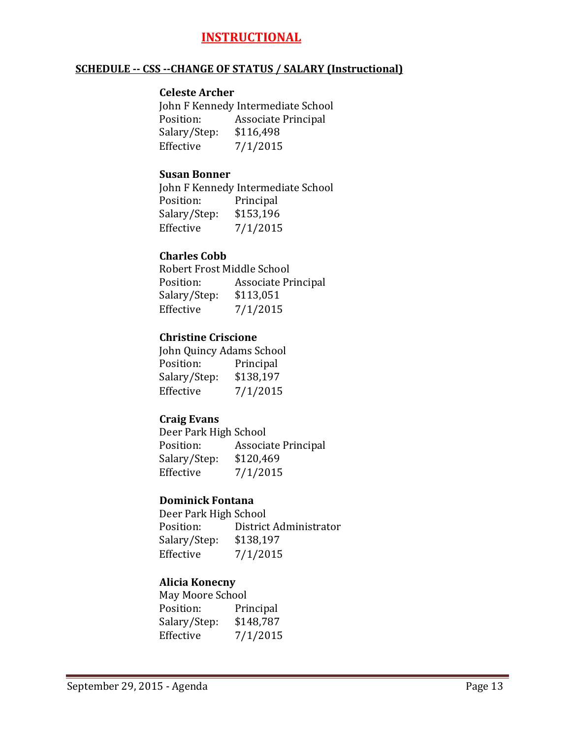# INSTRUCTIONAL

**SCHEDULE -- CSS --CHANGE OF STATUS / SALARY (Instructional)**

**Celeste Archer**
John F Kennedy Intermediate School
Position: Associate Principal
Salary/Step: $116,498
Effective 7/1/2015

**Susan Bonner**
John F Kennedy Intermediate School
Position: Principal
Salary/Step: $153,196
Effective 7/1/2015

**Charles Cobb**
Robert Frost Middle School
Position: Associate Principal
Salary/Step: $113,051
Effective 7/1/2015

**Christine Criscione**
John Quincy Adams School
Position: Principal
Salary/Step: $138,197
Effective 7/1/2015

**Craig Evans**
Deer Park High School
Position: Associate Principal
Salary/Step: $120,469
Effective 7/1/2015

**Dominick Fontana**
Deer Park High School
Position: District Administrator
Salary/Step: $138,197
Effective 7/1/2015

**Alicia Konecny**
May Moore School
Position: Principal
Salary/Step: $148,787
Effective 7/1/2015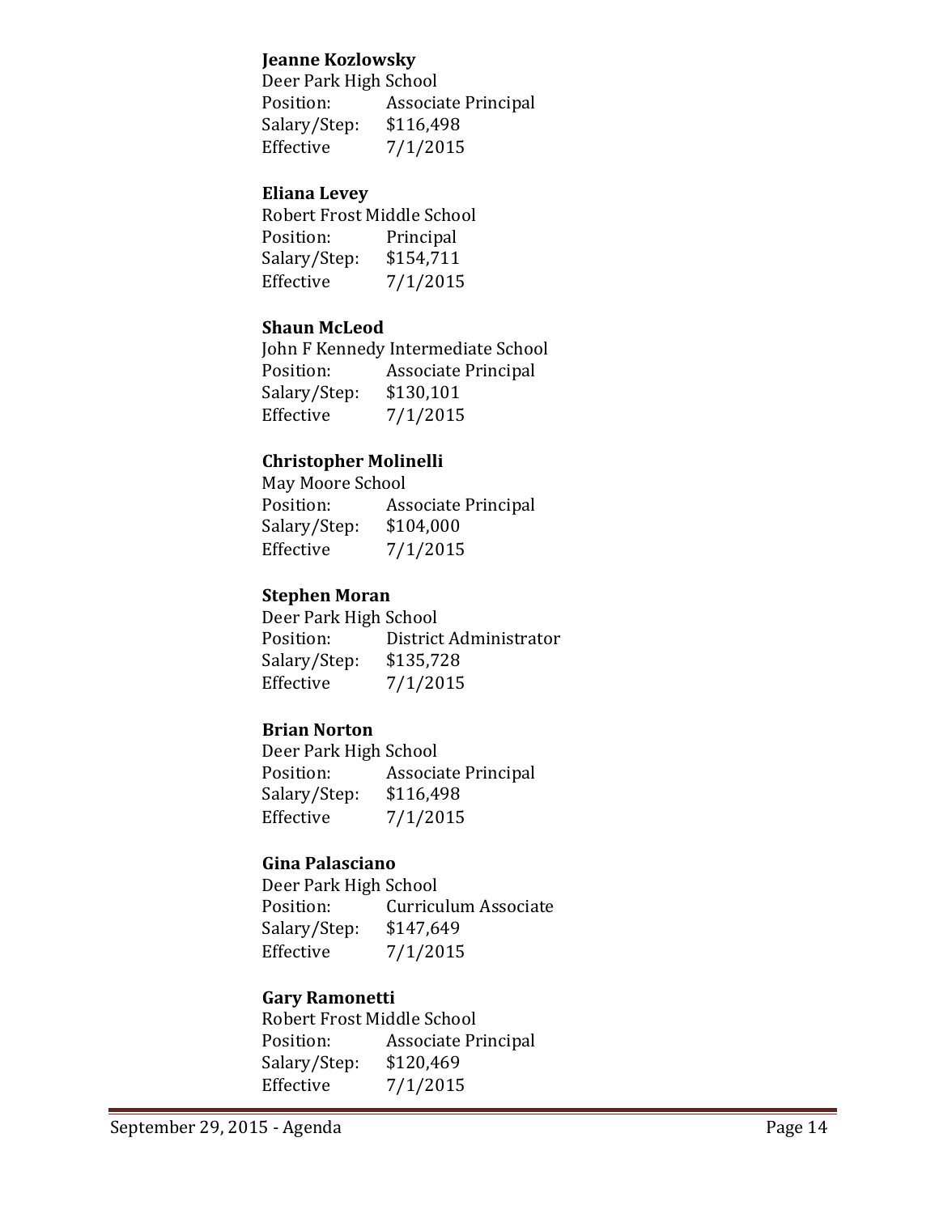**Jeanne Kozlowsky**
Deer Park High School
Position: Associate Principal
Salary/Step: $116,498
Effective 7/1/2015

**Eliana Levey**
Robert Frost Middle School
Position: Principal
Salary/Step: $154,711
Effective 7/1/2015

**Shaun McLeod**
John F Kennedy Intermediate School
Position: Associate Principal
Salary/Step: $130,101
Effective 7/1/2015

**Christopher Molinelli**
May Moore School
Position: Associate Principal
Salary/Step: $104,000
Effective 7/1/2015

**Stephen Moran**
Deer Park High School
Position: District Administrator
Salary/Step: $135,728
Effective 7/1/2015

**Brian Norton**
Deer Park High School
Position: Associate Principal
Salary/Step: $116,498
Effective 7/1/2015

**Gina Palasciano**
Deer Park High School
Position: Curriculum Associate
Salary/Step: $147,649
Effective 7/1/2015

**Gary Ramonetti**
Robert Frost Middle School
Position: Associate Principal
Salary/Step: $120,469
Effective 7/1/2015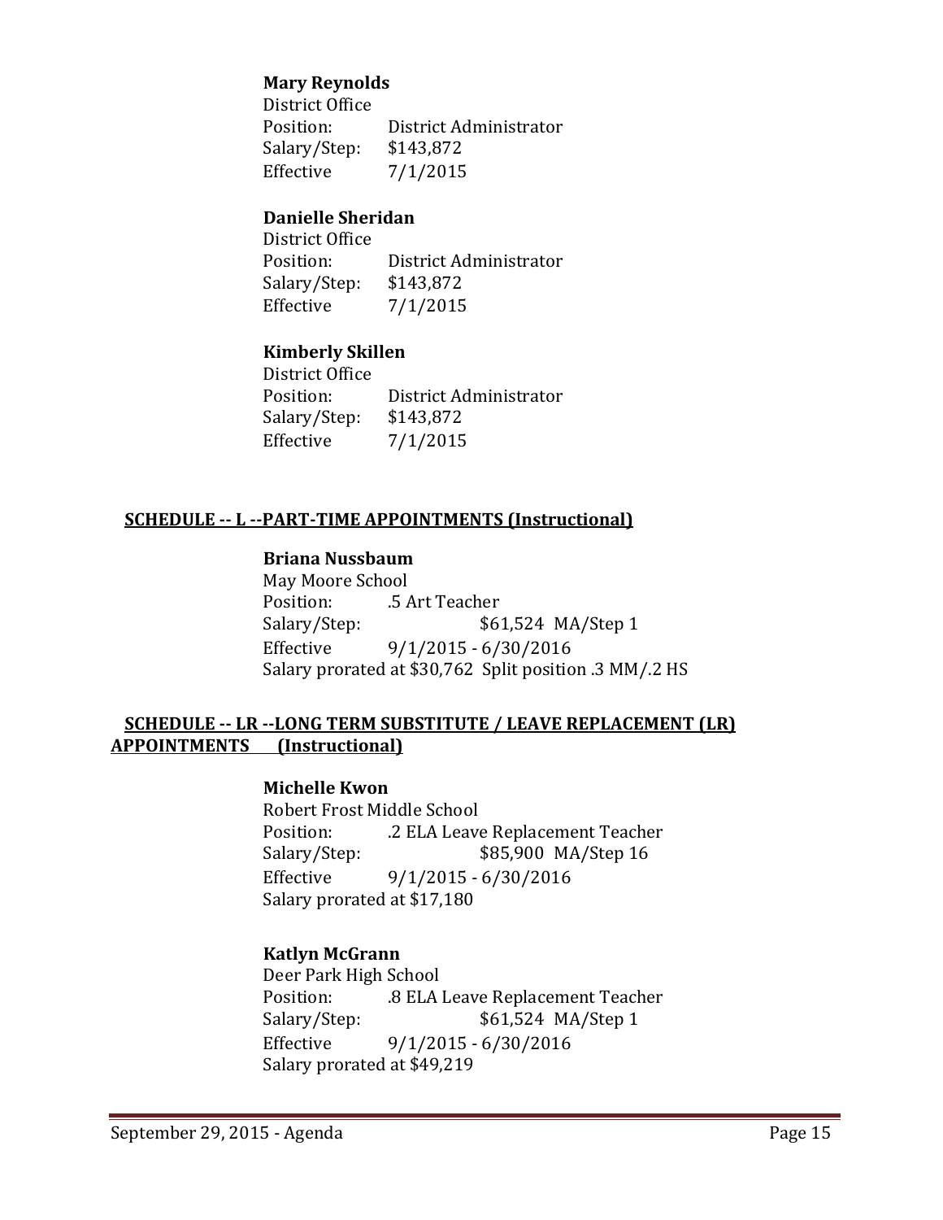**Mary Reynolds**
District Office
Position: District Administrator
Salary/Step: $143,872
Effective 7/1/2015

**Danielle Sheridan**
District Office
Position: District Administrator
Salary/Step: $143,872
Effective 7/1/2015

**Kimberly Skillen**
District Office
Position: District Administrator
Salary/Step: $143,872
Effective 7/1/2015

## SCHEDULE -- L --PART-TIME APPOINTMENTS (Instructional)

**Briana Nussbaum**
May Moore School
Position: .5 Art Teacher
Salary/Step: $61,524 MA/Step 1
Effective 9/1/2015 - 6/30/2016
Salary prorated at $30,762 Split position .3 MM/.2 HS

## SCHEDULE -- LR --LONG TERM SUBSTITUTE / LEAVE REPLACEMENT (LR) APPOINTMENTS (Instructional)

**Michelle Kwon**
Robert Frost Middle School
Position: .2 ELA Leave Replacement Teacher
Salary/Step: $85,900 MA/Step 16
Effective 9/1/2015 - 6/30/2016
Salary prorated at $17,180

**Katlyn McGrann**
Deer Park High School
Position: .8 ELA Leave Replacement Teacher
Salary/Step: $61,524 MA/Step 1
Effective 9/1/2015 - 6/30/2016
Salary prorated at $49,219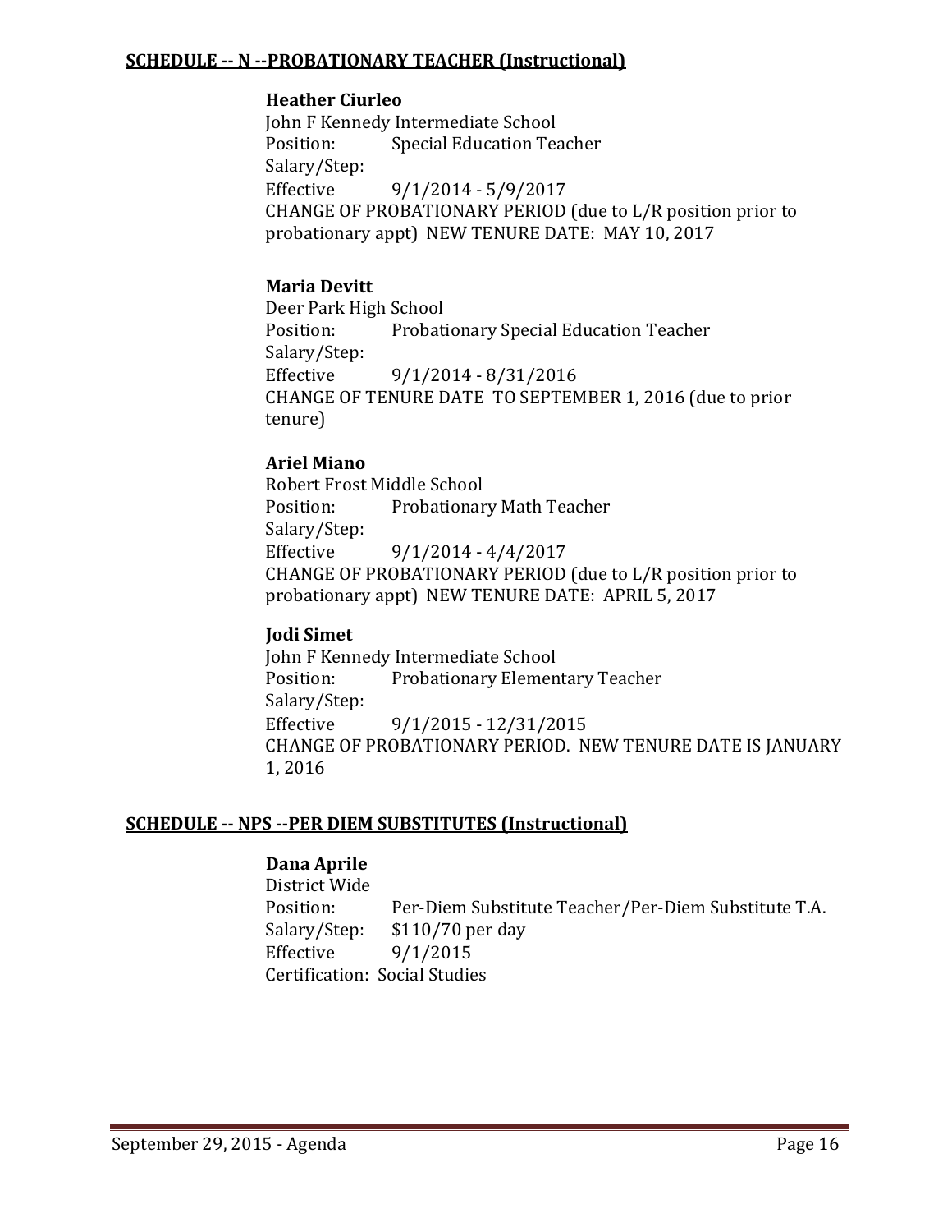**SCHEDULE -- N --PROBATIONARY TEACHER (Instructional)**

**Heather Ciurleo**
John F Kennedy Intermediate School
Position: Special Education Teacher
Salary/Step:
Effective 9/1/2014 - 5/9/2017
CHANGE OF PROBATIONARY PERIOD (due to L/R position prior to probationary appt) NEW TENURE DATE: MAY 10, 2017

**Maria Devitt**
Deer Park High School
Position: Probationary Special Education Teacher
Salary/Step:
Effective 9/1/2014 - 8/31/2016
CHANGE OF TENURE DATE TO SEPTEMBER 1, 2016 (due to prior tenure)

**Ariel Miano**
Robert Frost Middle School
Position: Probationary Math Teacher
Salary/Step:
Effective 9/1/2014 - 4/4/2017
CHANGE OF PROBATIONARY PERIOD (due to L/R position prior to probationary appt) NEW TENURE DATE: APRIL 5, 2017

**Jodi Simet**
John F Kennedy Intermediate School
Position: Probationary Elementary Teacher
Salary/Step:
Effective 9/1/2015 - 12/31/2015
CHANGE OF PROBATIONARY PERIOD. NEW TENURE DATE IS JANUARY 1, 2016

**SCHEDULE -- NPS --PER DIEM SUBSTITUTES (Instructional)**

**Dana Aprile**
District Wide
Position: Per-Diem Substitute Teacher/Per-Diem Substitute T.A.
Salary/Step: $110/70 per day
Effective 9/1/2015
Certification: Social Studies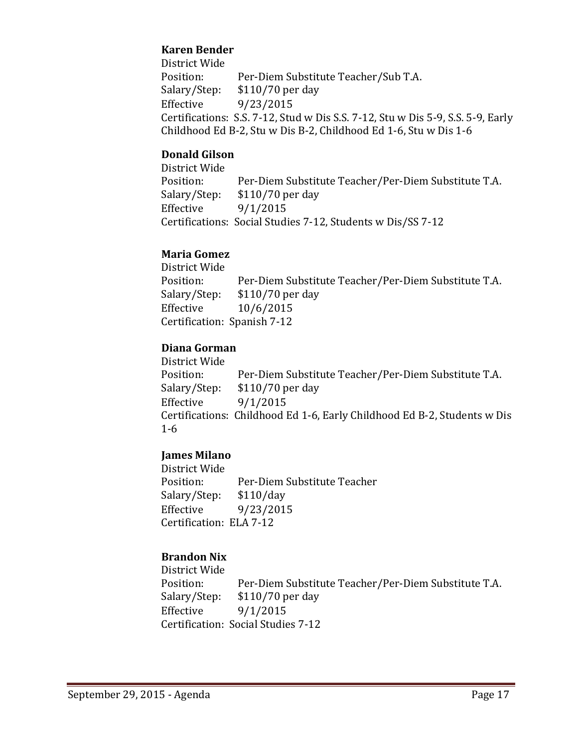**Karen Bender**
District Wide
Position: Per-Diem Substitute Teacher/Sub T.A.
Salary/Step: $110/70 per day
Effective 9/23/2015
Certifications: S.S. 7-12, Stud w Dis S.S. 7-12, Stu w Dis 5-9, S.S. 5-9, Early Childhood Ed B-2, Stu w Dis B-2, Childhood Ed 1-6, Stu w Dis 1-6

**Donald Gilson**
District Wide
Position: Per-Diem Substitute Teacher/Per-Diem Substitute T.A.
Salary/Step: $110/70 per day
Effective 9/1/2015
Certifications: Social Studies 7-12, Students w Dis/SS 7-12

**Maria Gomez**
District Wide
Position: Per-Diem Substitute Teacher/Per-Diem Substitute T.A.
Salary/Step: $110/70 per day
Effective 10/6/2015
Certification: Spanish 7-12

**Diana Gorman**
District Wide
Position: Per-Diem Substitute Teacher/Per-Diem Substitute T.A.
Salary/Step: $110/70 per day
Effective 9/1/2015
Certifications: Childhood Ed 1-6, Early Childhood Ed B-2, Students w Dis 1-6

**James Milano**
District Wide
Position: Per-Diem Substitute Teacher
Salary/Step: $110/day
Effective 9/23/2015
Certification: ELA 7-12

**Brandon Nix**
District Wide
Position: Per-Diem Substitute Teacher/Per-Diem Substitute T.A.
Salary/Step: $110/70 per day
Effective 9/1/2015
Certification: Social Studies 7-12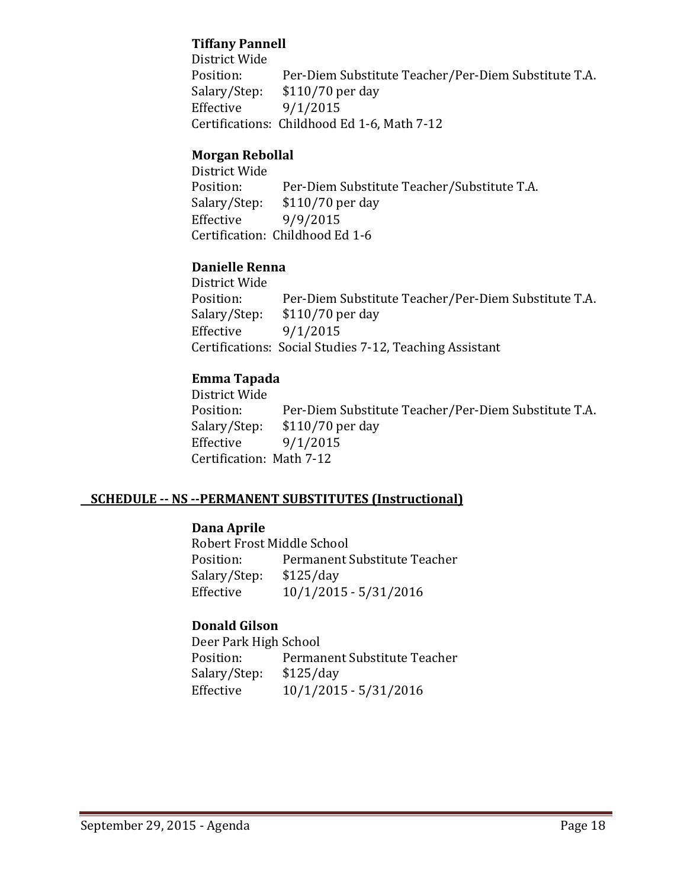**Tiffany Pannell**
District Wide
Position: Per-Diem Substitute Teacher/Per-Diem Substitute T.A.
Salary/Step: $110/70 per day
Effective 9/1/2015
Certifications: Childhood Ed 1-6, Math 7-12

**Morgan Rebollal**
District Wide
Position: Per-Diem Substitute Teacher/Substitute T.A.
Salary/Step: $110/70 per day
Effective 9/9/2015
Certification: Childhood Ed 1-6

**Danielle Renna**
District Wide
Position: Per-Diem Substitute Teacher/Per-Diem Substitute T.A.
Salary/Step: $110/70 per day
Effective 9/1/2015
Certifications: Social Studies 7-12, Teaching Assistant

**Emma Tapada**
District Wide
Position: Per-Diem Substitute Teacher/Per-Diem Substitute T.A.
Salary/Step: $110/70 per day
Effective 9/1/2015
Certification: Math 7-12

## SCHEDULE -- NS --PERMANENT SUBSTITUTES (Instructional)

**Dana Aprile**
Robert Frost Middle School
Position: Permanent Substitute Teacher
Salary/Step: $125/day
Effective 10/1/2015 - 5/31/2016

**Donald Gilson**
Deer Park High School
Position: Permanent Substitute Teacher
Salary/Step: $125/day
Effective 10/1/2015 - 5/31/2016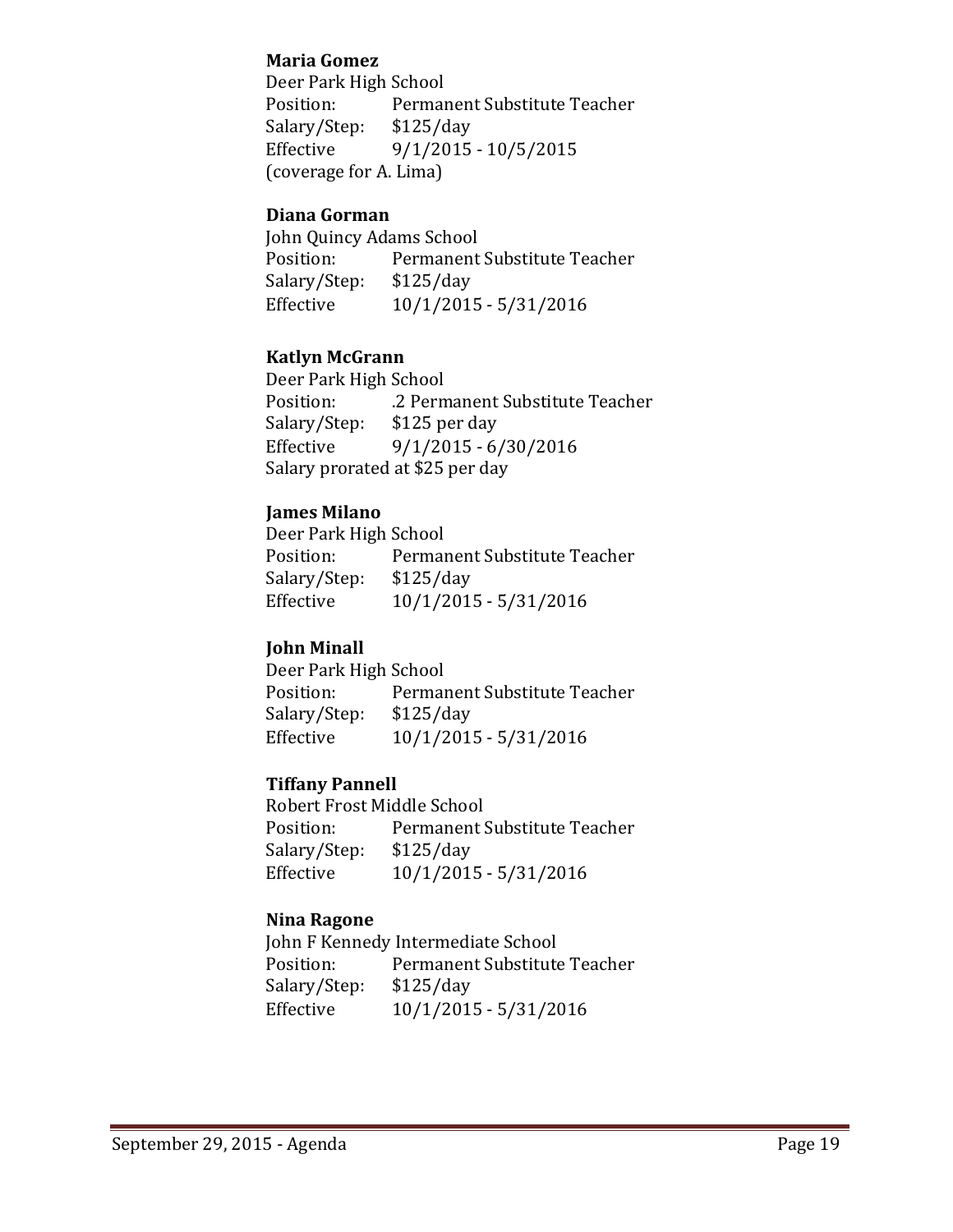**Maria Gomez**
Deer Park High School
Position: Permanent Substitute Teacher
Salary/Step: $125/day
Effective 9/1/2015 - 10/5/2015
(coverage for A. Lima)

**Diana Gorman**
John Quincy Adams School
Position: Permanent Substitute Teacher
Salary/Step: $125/day
Effective 10/1/2015 - 5/31/2016

**Katlyn McGrann**
Deer Park High School
Position: .2 Permanent Substitute Teacher
Salary/Step: $125 per day
Effective 9/1/2015 - 6/30/2016
Salary prorated at $25 per day

**James Milano**
Deer Park High School
Position: Permanent Substitute Teacher
Salary/Step: $125/day
Effective 10/1/2015 - 5/31/2016

**John Minall**
Deer Park High School
Position: Permanent Substitute Teacher
Salary/Step: $125/day
Effective 10/1/2015 - 5/31/2016

**Tiffany Pannell**
Robert Frost Middle School
Position: Permanent Substitute Teacher
Salary/Step: $125/day
Effective 10/1/2015 - 5/31/2016

**Nina Ragone**
John F Kennedy Intermediate School
Position: Permanent Substitute Teacher
Salary/Step: $125/day
Effective 10/1/2015 - 5/31/2016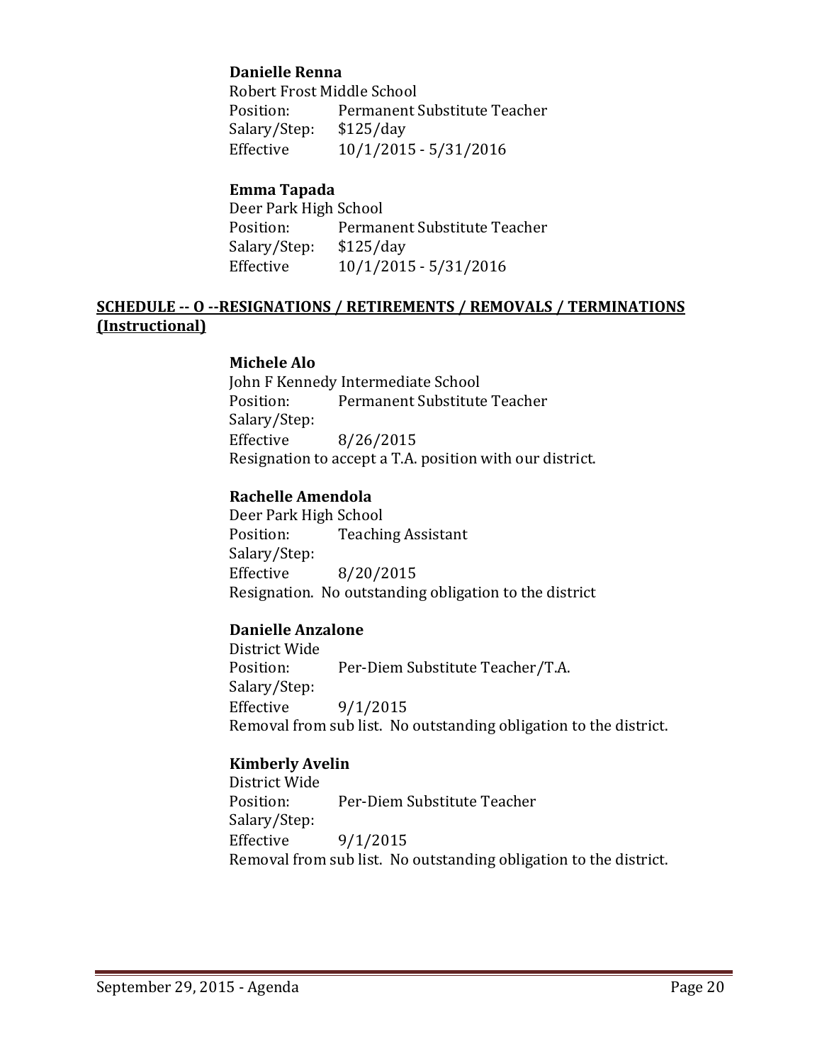**Danielle Renna**
Robert Frost Middle School
Position: Permanent Substitute Teacher
Salary/Step: $125/day
Effective 10/1/2015 - 5/31/2016

**Emma Tapada**
Deer Park High School
Position: Permanent Substitute Teacher
Salary/Step: $125/day
Effective 10/1/2015 - 5/31/2016

## SCHEDULE -- O --RESIGNATIONS / RETIREMENTS / REMOVALS / TERMINATIONS (Instructional)

**Michele Alo**
John F Kennedy Intermediate School
Position: Permanent Substitute Teacher
Salary/Step:
Effective 8/26/2015
Resignation to accept a T.A. position with our district.

**Rachelle Amendola**
Deer Park High School
Position: Teaching Assistant
Salary/Step:
Effective 8/20/2015
Resignation. No outstanding obligation to the district

**Danielle Anzalone**
District Wide
Position: Per-Diem Substitute Teacher/T.A.
Salary/Step:
Effective 9/1/2015
Removal from sub list. No outstanding obligation to the district.

**Kimberly Avelin**
District Wide
Position: Per-Diem Substitute Teacher
Salary/Step:
Effective 9/1/2015
Removal from sub list. No outstanding obligation to the district.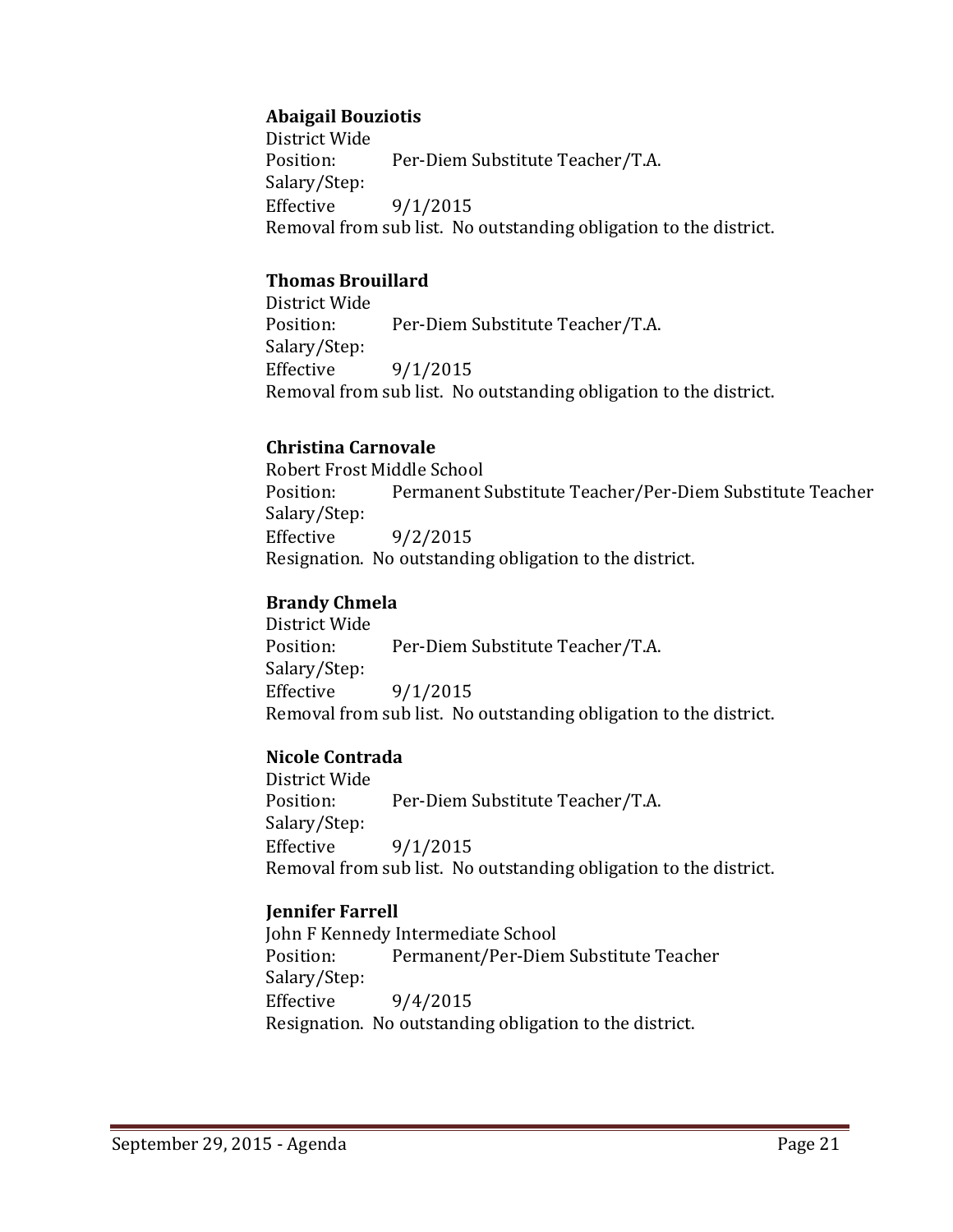**Abaigail Bouziotis**
District Wide
Position: Per-Diem Substitute Teacher/T.A.
Salary/Step:
Effective 9/1/2015
Removal from sub list. No outstanding obligation to the district.

**Thomas Brouillard**
District Wide
Position: Per-Diem Substitute Teacher/T.A.
Salary/Step:
Effective 9/1/2015
Removal from sub list. No outstanding obligation to the district.

**Christina Carnovale**
Robert Frost Middle School
Position: Permanent Substitute Teacher/Per-Diem Substitute Teacher
Salary/Step:
Effective 9/2/2015
Resignation. No outstanding obligation to the district.

**Brandy Chmela**
District Wide
Position: Per-Diem Substitute Teacher/T.A.
Salary/Step:
Effective 9/1/2015
Removal from sub list. No outstanding obligation to the district.

**Nicole Contrada**
District Wide
Position: Per-Diem Substitute Teacher/T.A.
Salary/Step:
Effective 9/1/2015
Removal from sub list. No outstanding obligation to the district.

**Jennifer Farrell**
John F Kennedy Intermediate School
Position: Permanent/Per-Diem Substitute Teacher
Salary/Step:
Effective 9/4/2015
Resignation. No outstanding obligation to the district.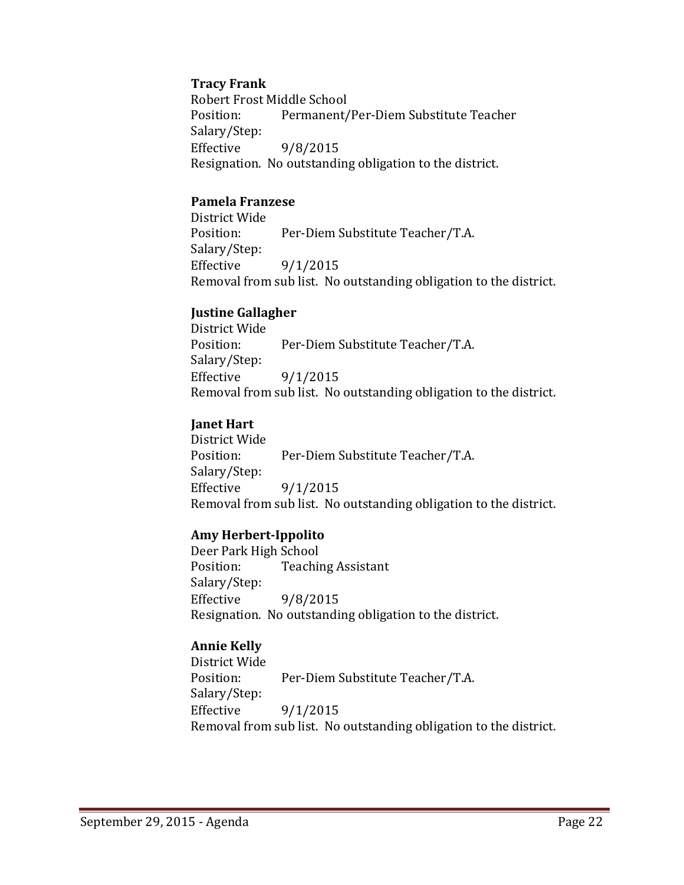**Tracy Frank**
Robert Frost Middle School
Position: Permanent/Per-Diem Substitute Teacher
Salary/Step:
Effective 9/8/2015
Resignation. No outstanding obligation to the district.

**Pamela Franzese**
District Wide
Position: Per-Diem Substitute Teacher/T.A.
Salary/Step:
Effective 9/1/2015
Removal from sub list. No outstanding obligation to the district.

**Justine Gallagher**
District Wide
Position: Per-Diem Substitute Teacher/T.A.
Salary/Step:
Effective 9/1/2015
Removal from sub list. No outstanding obligation to the district.

**Janet Hart**
District Wide
Position: Per-Diem Substitute Teacher/T.A.
Salary/Step:
Effective 9/1/2015
Removal from sub list. No outstanding obligation to the district.

**Amy Herbert-Ippolito**
Deer Park High School
Position: Teaching Assistant
Salary/Step:
Effective 9/8/2015
Resignation. No outstanding obligation to the district.

**Annie Kelly**
District Wide
Position: Per-Diem Substitute Teacher/T.A.
Salary/Step:
Effective 9/1/2015
Removal from sub list. No outstanding obligation to the district.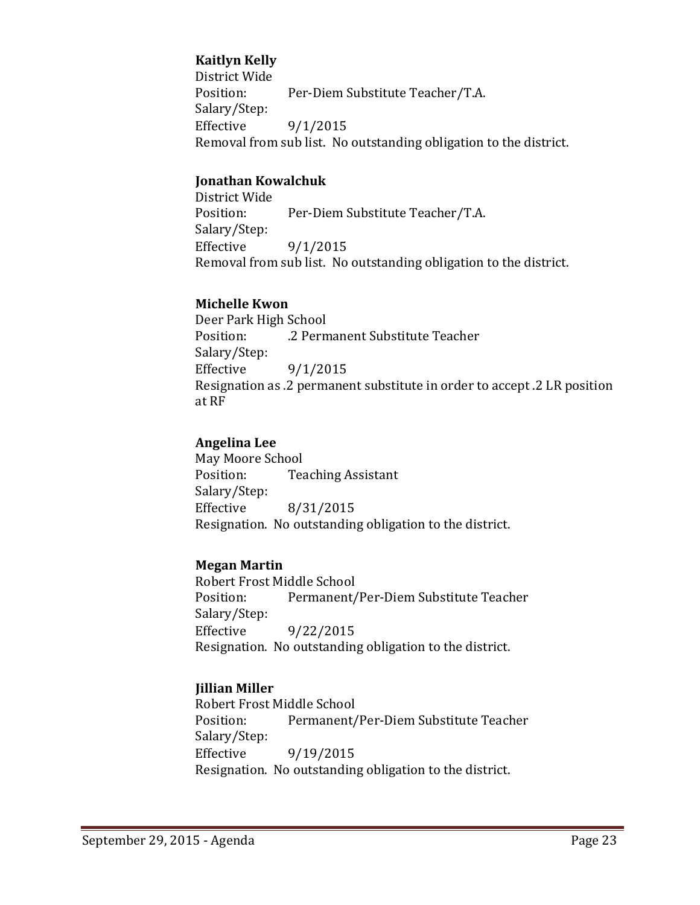**Kaitlyn Kelly**
District Wide
Position: Per-Diem Substitute Teacher/T.A.
Salary/Step:
Effective 9/1/2015
Removal from sub list. No outstanding obligation to the district.

**Jonathan Kowalchuk**
District Wide
Position: Per-Diem Substitute Teacher/T.A.
Salary/Step:
Effective 9/1/2015
Removal from sub list. No outstanding obligation to the district.

**Michelle Kwon**
Deer Park High School
Position: .2 Permanent Substitute Teacher
Salary/Step:
Effective 9/1/2015
Resignation as .2 permanent substitute in order to accept .2 LR position at RF

**Angelina Lee**
May Moore School
Position: Teaching Assistant
Salary/Step:
Effective 8/31/2015
Resignation. No outstanding obligation to the district.

**Megan Martin**
Robert Frost Middle School
Position: Permanent/Per-Diem Substitute Teacher
Salary/Step:
Effective 9/22/2015
Resignation. No outstanding obligation to the district.

**Jillian Miller**
Robert Frost Middle School
Position: Permanent/Per-Diem Substitute Teacher
Salary/Step:
Effective 9/19/2015
Resignation. No outstanding obligation to the district.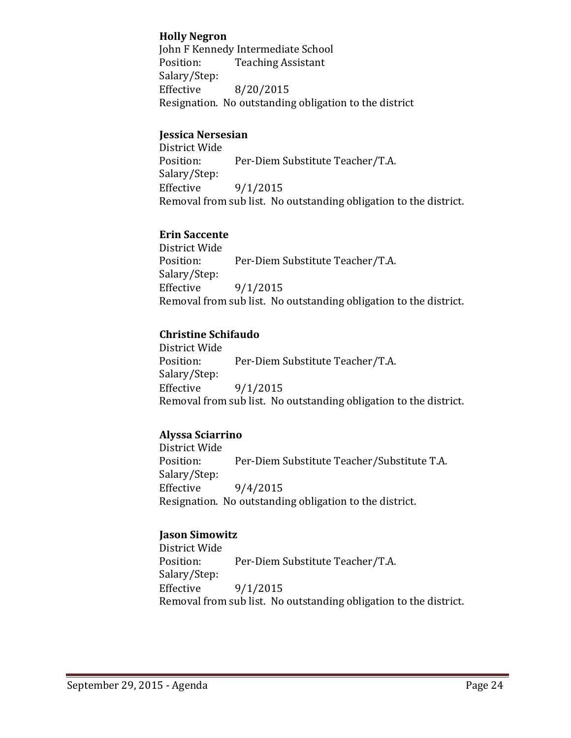**Holly Negron**
John F Kennedy Intermediate School
Position: Teaching Assistant
Salary/Step:
Effective 8/20/2015
Resignation. No outstanding obligation to the district

**Jessica Nersesian**
District Wide
Position: Per-Diem Substitute Teacher/T.A.
Salary/Step:
Effective 9/1/2015
Removal from sub list. No outstanding obligation to the district.

**Erin Saccente**
District Wide
Position: Per-Diem Substitute Teacher/T.A.
Salary/Step:
Effective 9/1/2015
Removal from sub list. No outstanding obligation to the district.

**Christine Schifaudo**
District Wide
Position: Per-Diem Substitute Teacher/T.A.
Salary/Step:
Effective 9/1/2015
Removal from sub list. No outstanding obligation to the district.

**Alyssa Sciarrino**
District Wide
Position: Per-Diem Substitute Teacher/Substitute T.A.
Salary/Step:
Effective 9/4/2015
Resignation. No outstanding obligation to the district.

**Jason Simowitz**
District Wide
Position: Per-Diem Substitute Teacher/T.A.
Salary/Step:
Effective 9/1/2015
Removal from sub list. No outstanding obligation to the district.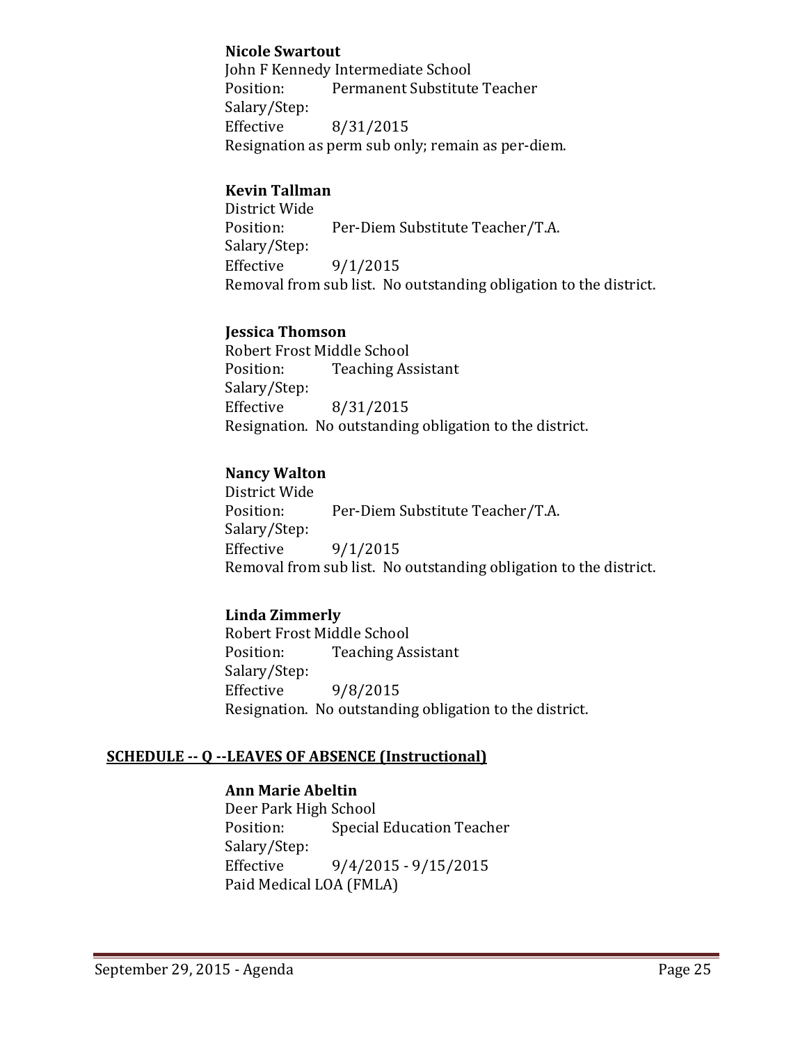**Nicole Swartout**
John F Kennedy Intermediate School
Position: Permanent Substitute Teacher
Salary/Step:
Effective 8/31/2015
Resignation as perm sub only; remain as per-diem.

**Kevin Tallman**
District Wide
Position: Per-Diem Substitute Teacher/T.A.
Salary/Step:
Effective 9/1/2015
Removal from sub list. No outstanding obligation to the district.

**Jessica Thomson**
Robert Frost Middle School
Position: Teaching Assistant
Salary/Step:
Effective 8/31/2015
Resignation. No outstanding obligation to the district.

**Nancy Walton**
District Wide
Position: Per-Diem Substitute Teacher/T.A.
Salary/Step:
Effective 9/1/2015
Removal from sub list. No outstanding obligation to the district.

**Linda Zimmerly**
Robert Frost Middle School
Position: Teaching Assistant
Salary/Step:
Effective 9/8/2015
Resignation. No outstanding obligation to the district.

## SCHEDULE -- Q --LEAVES OF ABSENCE (Instructional)

**Ann Marie Abeltin**
Deer Park High School
Position: Special Education Teacher
Salary/Step:
Effective 9/4/2015 - 9/15/2015
Paid Medical LOA (FMLA)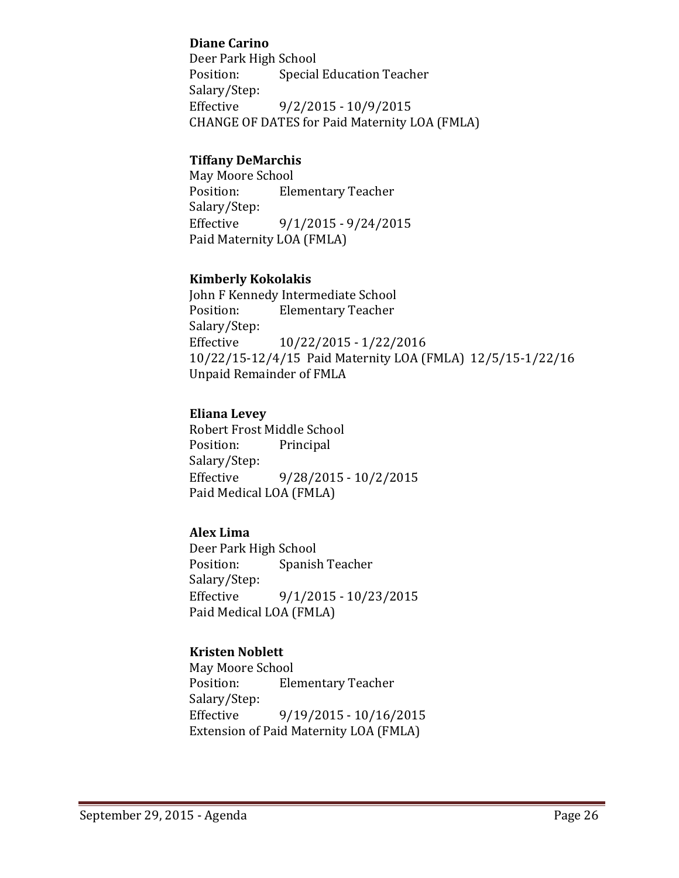**Diane Carino**
Deer Park High School
Position: Special Education Teacher
Salary/Step:
Effective 9/2/2015 - 10/9/2015
CHANGE OF DATES for Paid Maternity LOA (FMLA)

**Tiffany DeMarchis**
May Moore School
Position: Elementary Teacher
Salary/Step:
Effective 9/1/2015 - 9/24/2015
Paid Maternity LOA (FMLA)

**Kimberly Kokolakis**
John F Kennedy Intermediate School
Position: Elementary Teacher
Salary/Step:
Effective 10/22/2015 - 1/22/2016
10/22/15-12/4/15 Paid Maternity LOA (FMLA) 12/5/15-1/22/16 Unpaid Remainder of FMLA

**Eliana Levey**
Robert Frost Middle School
Position: Principal
Salary/Step:
Effective 9/28/2015 - 10/2/2015
Paid Medical LOA (FMLA)

**Alex Lima**
Deer Park High School
Position: Spanish Teacher
Salary/Step:
Effective 9/1/2015 - 10/23/2015
Paid Medical LOA (FMLA)

**Kristen Noblett**
May Moore School
Position: Elementary Teacher
Salary/Step:
Effective 9/19/2015 - 10/16/2015
Extension of Paid Maternity LOA (FMLA)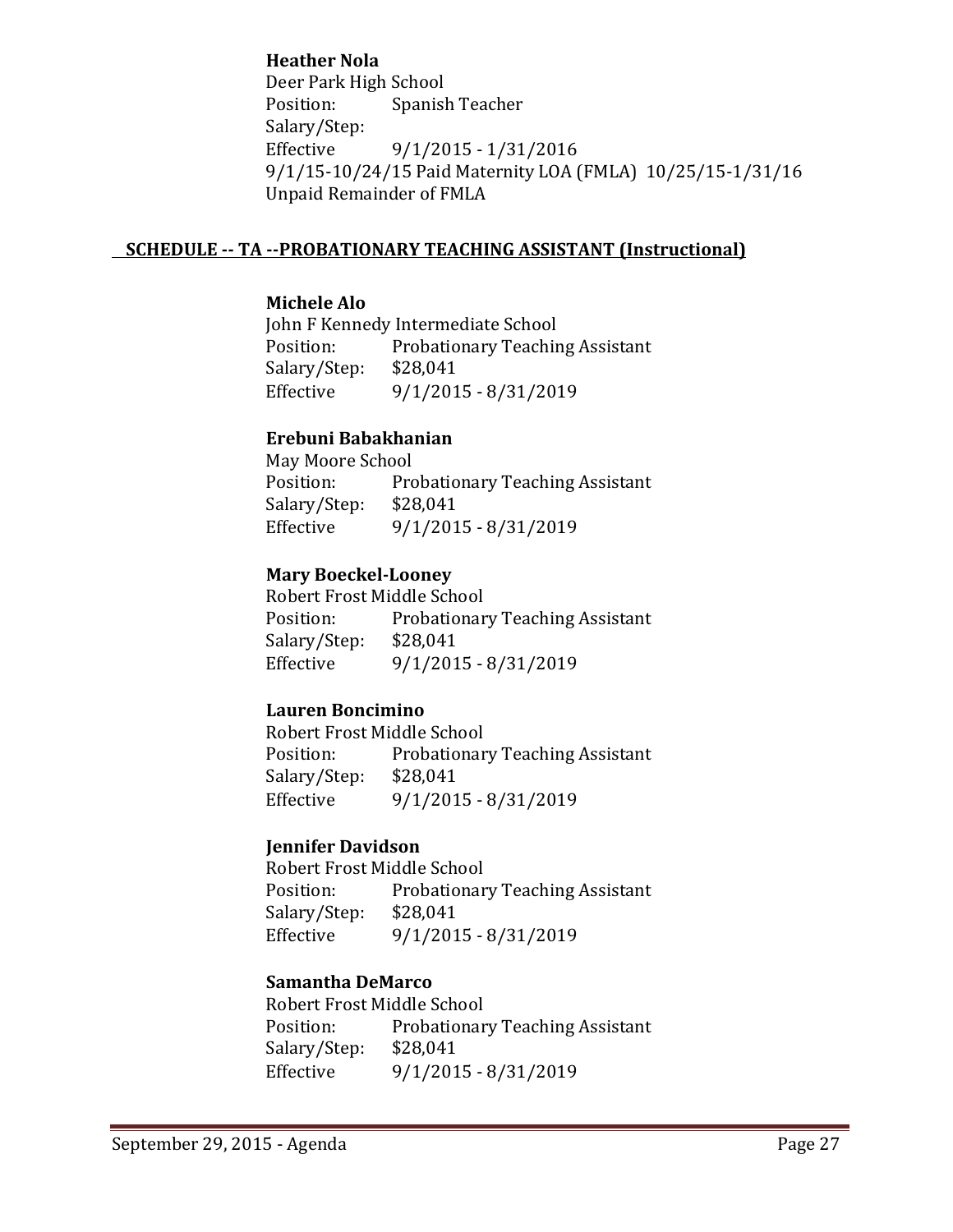**Heather Nola**
Deer Park High School
Position: Spanish Teacher
Salary/Step:
Effective 9/1/2015 - 1/31/2016
9/1/15-10/24/15 Paid Maternity LOA (FMLA) 10/25/15-1/31/16 Unpaid Remainder of FMLA

## SCHEDULE -- TA --PROBATIONARY TEACHING ASSISTANT (Instructional)

**Michele Alo**
John F Kennedy Intermediate School
Position: Probationary Teaching Assistant
Salary/Step: $28,041
Effective 9/1/2015 - 8/31/2019

**Erebuni Babakhanian**
May Moore School
Position: Probationary Teaching Assistant
Salary/Step: $28,041
Effective 9/1/2015 - 8/31/2019

**Mary Boeckel-Looney**
Robert Frost Middle School
Position: Probationary Teaching Assistant
Salary/Step: $28,041
Effective 9/1/2015 - 8/31/2019

**Lauren Boncimino**
Robert Frost Middle School
Position: Probationary Teaching Assistant
Salary/Step: $28,041
Effective 9/1/2015 - 8/31/2019

**Jennifer Davidson**
Robert Frost Middle School
Position: Probationary Teaching Assistant
Salary/Step: $28,041
Effective 9/1/2015 - 8/31/2019

**Samantha DeMarco**
Robert Frost Middle School
Position: Probationary Teaching Assistant
Salary/Step: $28,041
Effective 9/1/2015 - 8/31/2019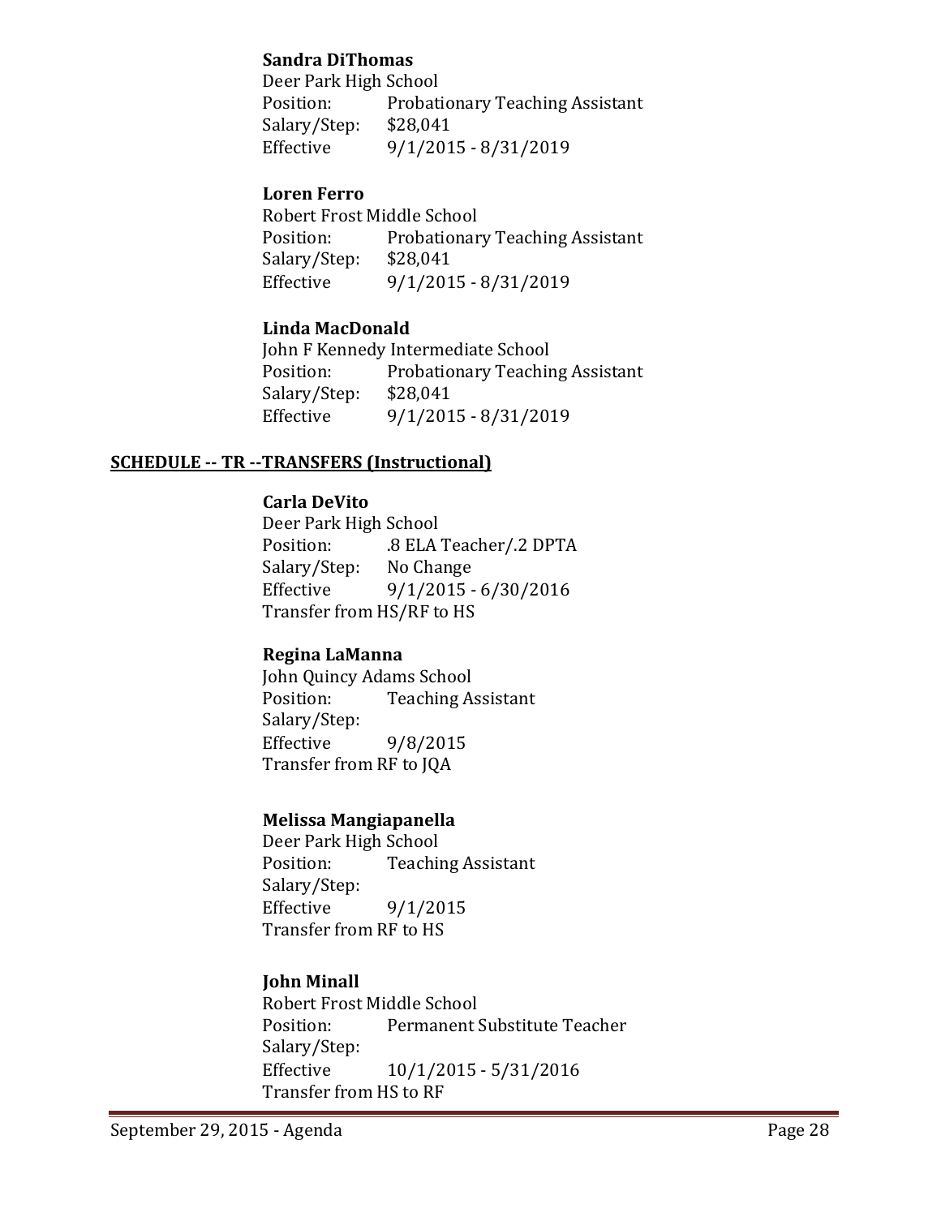**Sandra DiThomas**
Deer Park High School
Position: Probationary Teaching Assistant
Salary/Step: $28,041
Effective 9/1/2015 - 8/31/2019

**Loren Ferro**
Robert Frost Middle School
Position: Probationary Teaching Assistant
Salary/Step: $28,041
Effective 9/1/2015 - 8/31/2019

**Linda MacDonald**
John F Kennedy Intermediate School
Position: Probationary Teaching Assistant
Salary/Step: $28,041
Effective 9/1/2015 - 8/31/2019

## SCHEDULE -- TR --TRANSFERS (Instructional)

**Carla DeVito**
Deer Park High School
Position: .8 ELA Teacher/.2 DPTA
Salary/Step: No Change
Effective 9/1/2015 - 6/30/2016
Transfer from HS/RF to HS

**Regina LaManna**
John Quincy Adams School
Position: Teaching Assistant
Salary/Step:
Effective 9/8/2015
Transfer from RF to JQA

**Melissa Mangiapanella**
Deer Park High School
Position: Teaching Assistant
Salary/Step:
Effective 9/1/2015
Transfer from RF to HS

**John Minall**
Robert Frost Middle School
Position: Permanent Substitute Teacher
Salary/Step:
Effective 10/1/2015 - 5/31/2016
Transfer from HS to RF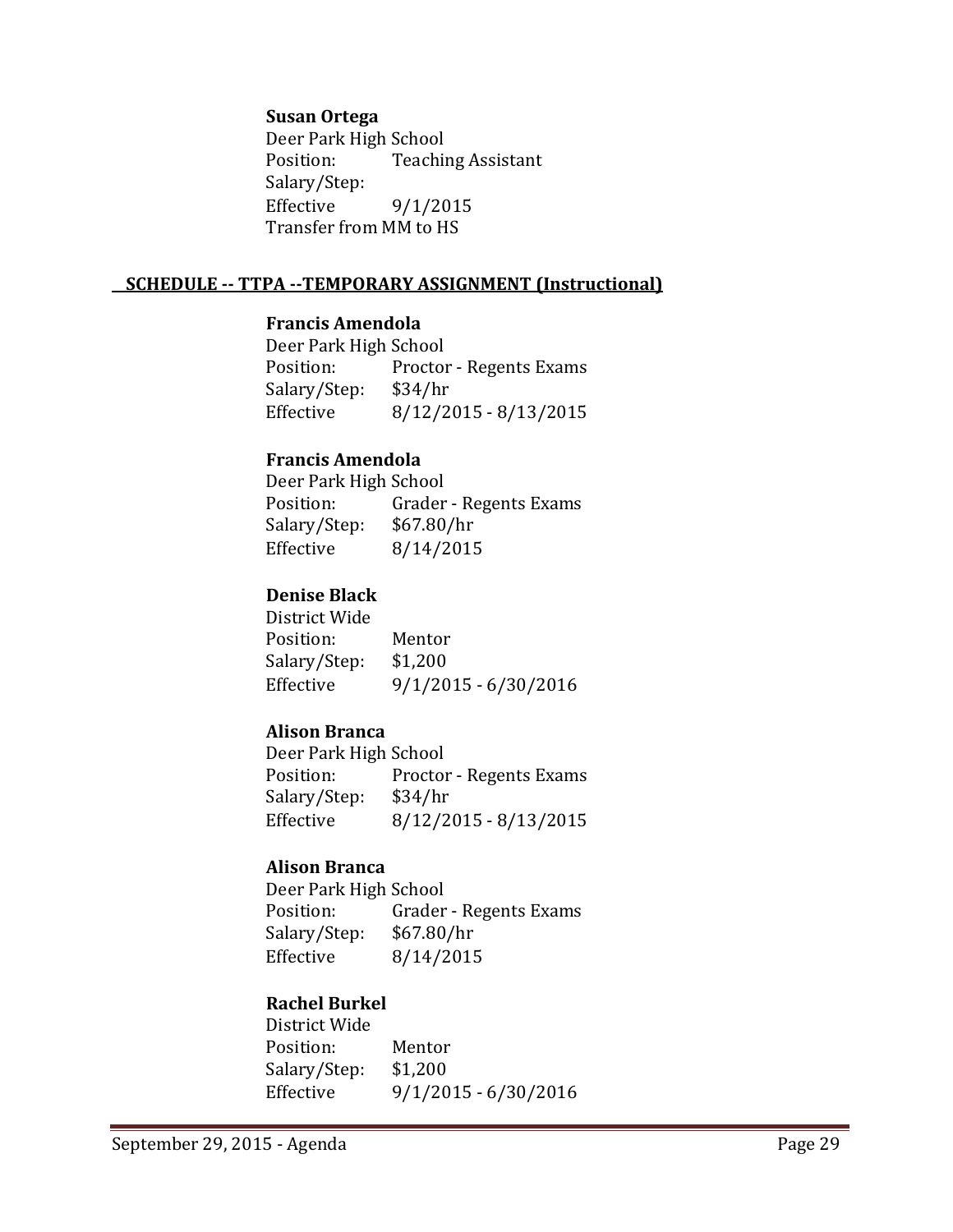**Susan Ortega**
Deer Park High School
Position: Teaching Assistant
Salary/Step:
Effective 9/1/2015
Transfer from MM to HS

## SCHEDULE -- TTPA --TEMPORARY ASSIGNMENT (Instructional)

**Francis Amendola**
Deer Park High School
Position: Proctor - Regents Exams
Salary/Step: $34/hr
Effective 8/12/2015 - 8/13/2015

**Francis Amendola**
Deer Park High School
Position: Grader - Regents Exams
Salary/Step: $67.80/hr
Effective 8/14/2015

**Denise Black**
District Wide
Position: Mentor
Salary/Step: $1,200
Effective 9/1/2015 - 6/30/2016

**Alison Branca**
Deer Park High School
Position: Proctor - Regents Exams
Salary/Step: $34/hr
Effective 8/12/2015 - 8/13/2015

**Alison Branca**
Deer Park High School
Position: Grader - Regents Exams
Salary/Step: $67.80/hr
Effective 8/14/2015

**Rachel Burkel**
District Wide
Position: Mentor
Salary/Step: $1,200
Effective 9/1/2015 - 6/30/2016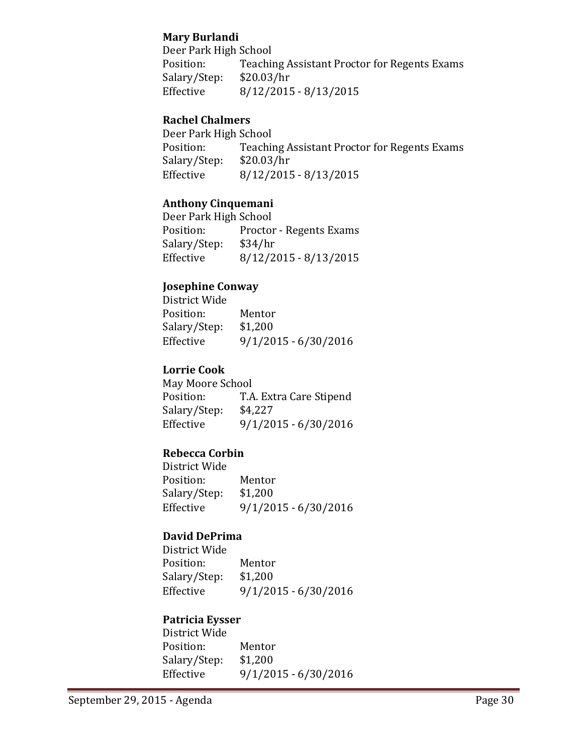**Mary Burlandi**
Deer Park High School
Position: Teaching Assistant Proctor for Regents Exams
Salary/Step: $20.03/hr
Effective 8/12/2015 - 8/13/2015

**Rachel Chalmers**
Deer Park High School
Position: Teaching Assistant Proctor for Regents Exams
Salary/Step: $20.03/hr
Effective 8/12/2015 - 8/13/2015

**Anthony Cinquemani**
Deer Park High School
Position: Proctor - Regents Exams
Salary/Step: $34/hr
Effective 8/12/2015 - 8/13/2015

**Josephine Conway**
District Wide
Position: Mentor
Salary/Step: $1,200
Effective 9/1/2015 - 6/30/2016

**Lorrie Cook**
May Moore School
Position: T.A. Extra Care Stipend
Salary/Step: $4,227
Effective 9/1/2015 - 6/30/2016

**Rebecca Corbin**
District Wide
Position: Mentor
Salary/Step: $1,200
Effective 9/1/2015 - 6/30/2016

**David DePrima**
District Wide
Position: Mentor
Salary/Step: $1,200
Effective 9/1/2015 - 6/30/2016

**Patricia Eysser**
District Wide
Position: Mentor
Salary/Step: $1,200
Effective 9/1/2015 - 6/30/2016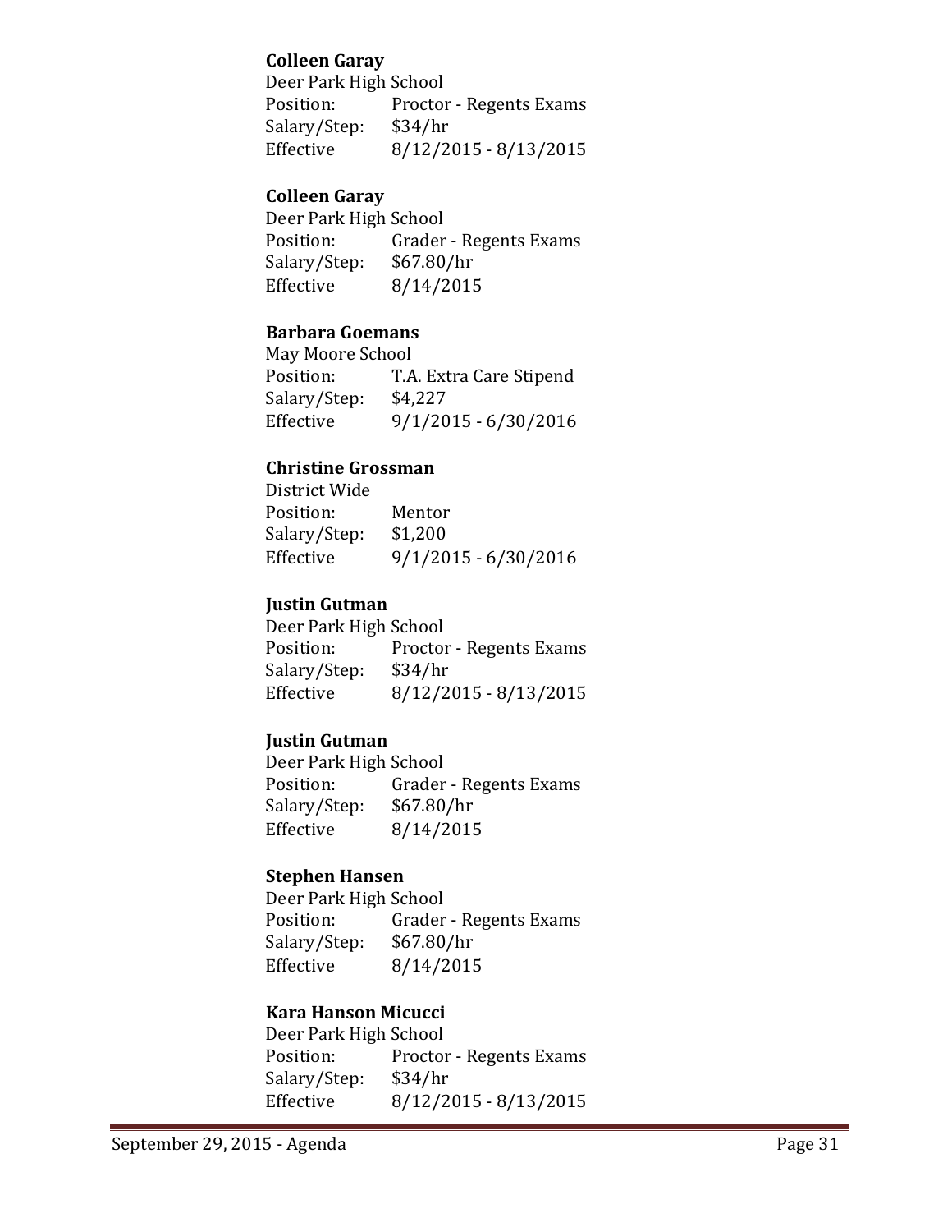**Colleen Garay**
Deer Park High School
Position: Proctor - Regents Exams
Salary/Step: $34/hr
Effective 8/12/2015 - 8/13/2015

**Colleen Garay**
Deer Park High School
Position: Grader - Regents Exams
Salary/Step: $67.80/hr
Effective 8/14/2015

**Barbara Goemans**
May Moore School
Position: T.A. Extra Care Stipend
Salary/Step: $4,227
Effective 9/1/2015 - 6/30/2016

**Christine Grossman**
District Wide
Position: Mentor
Salary/Step: $1,200
Effective 9/1/2015 - 6/30/2016

**Justin Gutman**
Deer Park High School
Position: Proctor - Regents Exams
Salary/Step: $34/hr
Effective 8/12/2015 - 8/13/2015

**Justin Gutman**
Deer Park High School
Position: Grader - Regents Exams
Salary/Step: $67.80/hr
Effective 8/14/2015

**Stephen Hansen**
Deer Park High School
Position: Grader - Regents Exams
Salary/Step: $67.80/hr
Effective 8/14/2015

**Kara Hanson Micucci**
Deer Park High School
Position: Proctor - Regents Exams
Salary/Step: $34/hr
Effective 8/12/2015 - 8/13/2015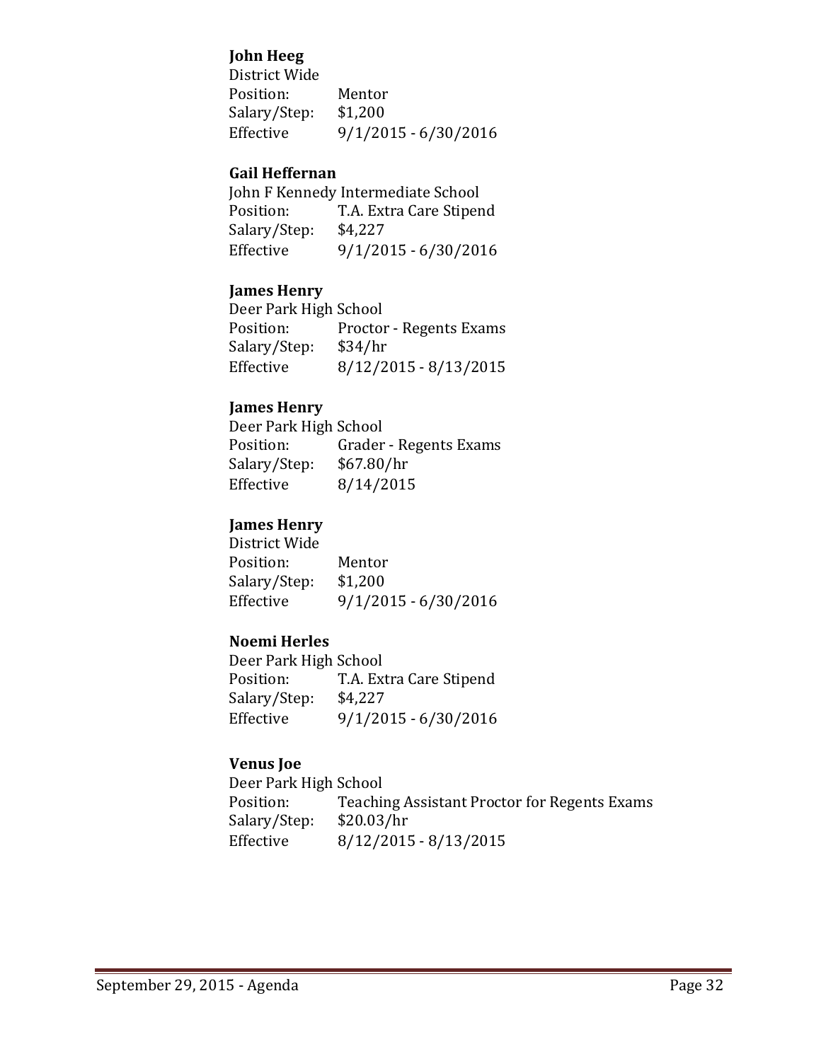**John Heeg**
District Wide
Position: Mentor
Salary/Step: $1,200
Effective 9/1/2015 - 6/30/2016

**Gail Heffernan**
John F Kennedy Intermediate School
Position: T.A. Extra Care Stipend
Salary/Step: $4,227
Effective 9/1/2015 - 6/30/2016

**James Henry**
Deer Park High School
Position: Proctor - Regents Exams
Salary/Step: $34/hr
Effective 8/12/2015 - 8/13/2015

**James Henry**
Deer Park High School
Position: Grader - Regents Exams
Salary/Step: $67.80/hr
Effective 8/14/2015

**James Henry**
District Wide
Position: Mentor
Salary/Step: $1,200
Effective 9/1/2015 - 6/30/2016

**Noemi Herles**
Deer Park High School
Position: T.A. Extra Care Stipend
Salary/Step: $4,227
Effective 9/1/2015 - 6/30/2016

**Venus Joe**
Deer Park High School
Position: Teaching Assistant Proctor for Regents Exams
Salary/Step: $20.03/hr
Effective 8/12/2015 - 8/13/2015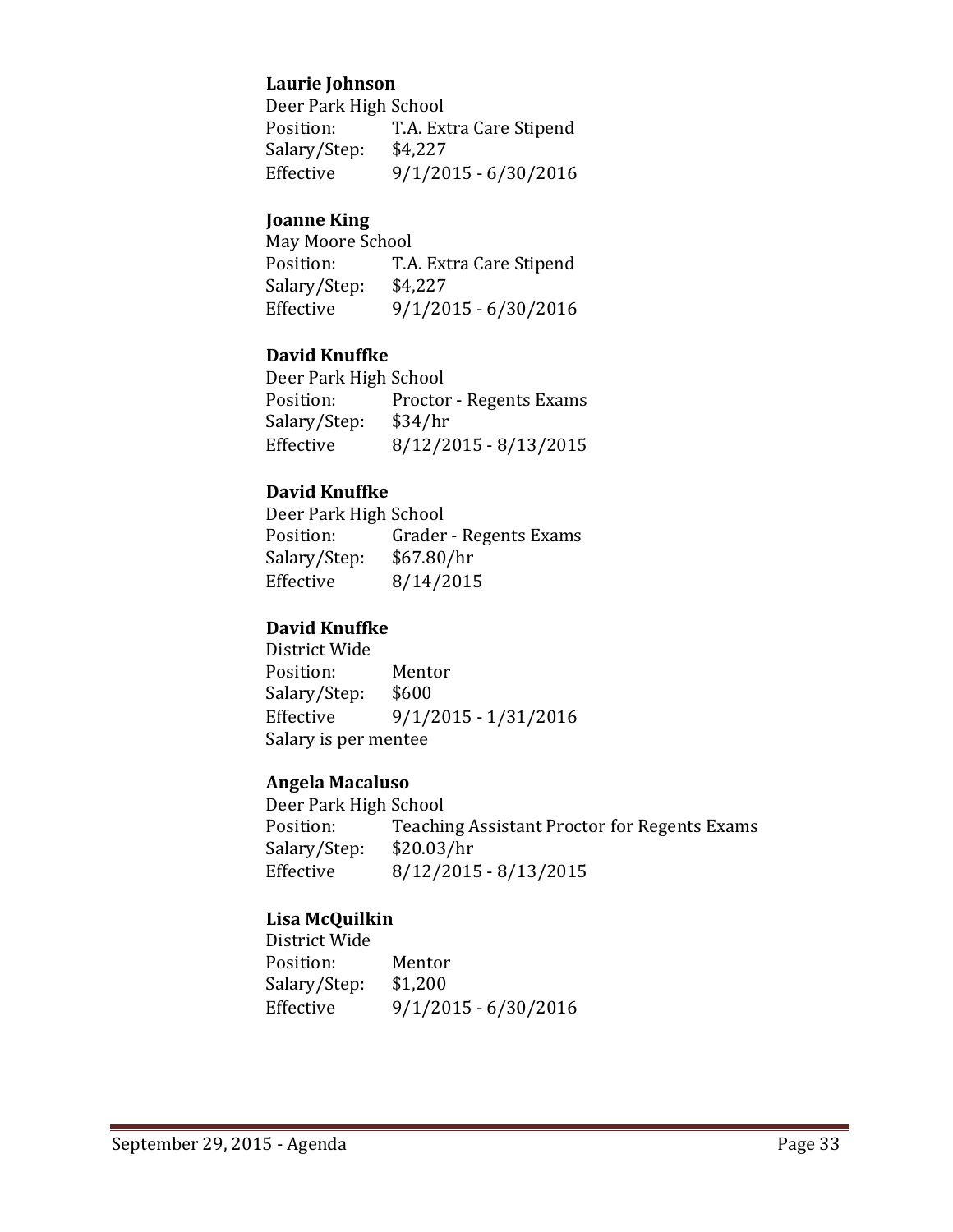**Laurie Johnson**
Deer Park High School
Position: T.A. Extra Care Stipend
Salary/Step: $4,227
Effective 9/1/2015 - 6/30/2016

**Joanne King**
May Moore School
Position: T.A. Extra Care Stipend
Salary/Step: $4,227
Effective 9/1/2015 - 6/30/2016

**David Knuffke**
Deer Park High School
Position: Proctor - Regents Exams
Salary/Step: $34/hr
Effective 8/12/2015 - 8/13/2015

**David Knuffke**
Deer Park High School
Position: Grader - Regents Exams
Salary/Step: $67.80/hr
Effective 8/14/2015

**David Knuffke**
District Wide
Position: Mentor
Salary/Step: $600
Effective 9/1/2015 - 1/31/2016
Salary is per mentee

**Angela Macaluso**
Deer Park High School
Position: Teaching Assistant Proctor for Regents Exams
Salary/Step: $20.03/hr
Effective 8/12/2015 - 8/13/2015

**Lisa McQuilkin**
District Wide
Position: Mentor
Salary/Step: $1,200
Effective 9/1/2015 - 6/30/2016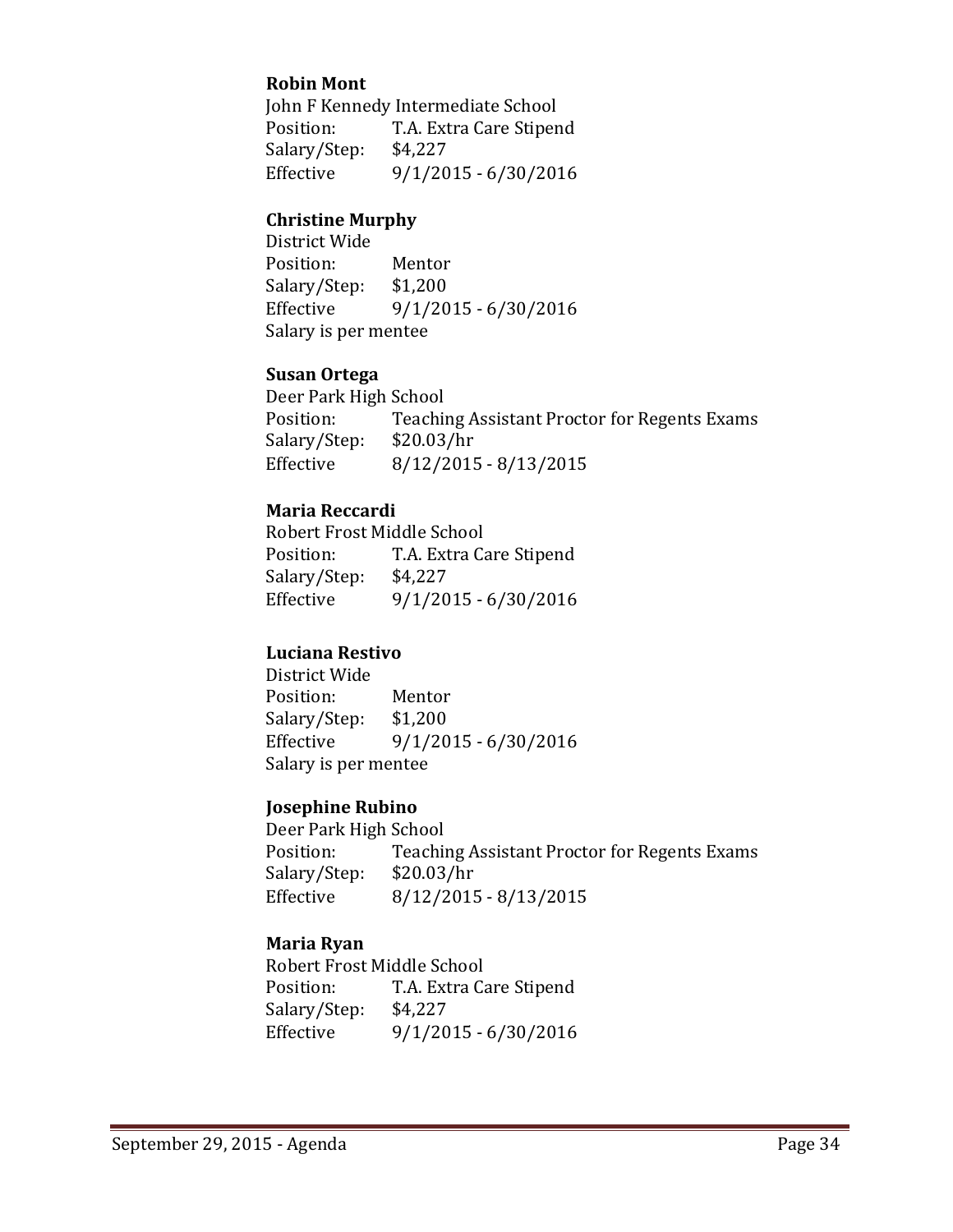**Robin Mont**
John F Kennedy Intermediate School
Position: T.A. Extra Care Stipend
Salary/Step: $4,227
Effective 9/1/2015 - 6/30/2016

**Christine Murphy**
District Wide
Position: Mentor
Salary/Step: $1,200
Effective 9/1/2015 - 6/30/2016
Salary is per mentee

**Susan Ortega**
Deer Park High School
Position: Teaching Assistant Proctor for Regents Exams
Salary/Step: $20.03/hr
Effective 8/12/2015 - 8/13/2015

**Maria Reccardi**
Robert Frost Middle School
Position: T.A. Extra Care Stipend
Salary/Step: $4,227
Effective 9/1/2015 - 6/30/2016

**Luciana Restivo**
District Wide
Position: Mentor
Salary/Step: $1,200
Effective 9/1/2015 - 6/30/2016
Salary is per mentee

**Josephine Rubino**
Deer Park High School
Position: Teaching Assistant Proctor for Regents Exams
Salary/Step: $20.03/hr
Effective 8/12/2015 - 8/13/2015

**Maria Ryan**
Robert Frost Middle School
Position: T.A. Extra Care Stipend
Salary/Step: $4,227
Effective 9/1/2015 - 6/30/2016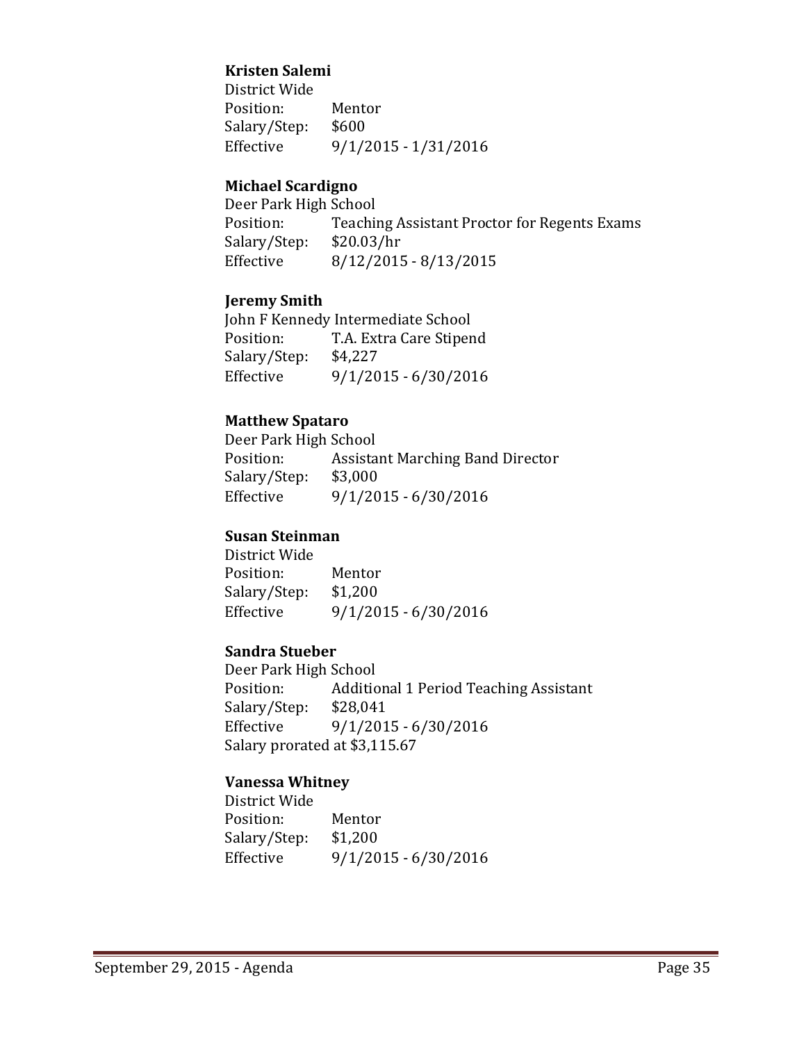**Kristen Salemi**
District Wide
Position: Mentor
Salary/Step: $600
Effective 9/1/2015 - 1/31/2016

**Michael Scardigno**
Deer Park High School
Position: Teaching Assistant Proctor for Regents Exams
Salary/Step: $20.03/hr
Effective 8/12/2015 - 8/13/2015

**Jeremy Smith**
John F Kennedy Intermediate School
Position: T.A. Extra Care Stipend
Salary/Step: $4,227
Effective 9/1/2015 - 6/30/2016

**Matthew Spataro**
Deer Park High School
Position: Assistant Marching Band Director
Salary/Step: $3,000
Effective 9/1/2015 - 6/30/2016

**Susan Steinman**
District Wide
Position: Mentor
Salary/Step: $1,200
Effective 9/1/2015 - 6/30/2016

**Sandra Stueber**
Deer Park High School
Position: Additional 1 Period Teaching Assistant
Salary/Step: $28,041
Effective 9/1/2015 - 6/30/2016
Salary prorated at $3,115.67

**Vanessa Whitney**
District Wide
Position: Mentor
Salary/Step: $1,200
Effective 9/1/2015 - 6/30/2016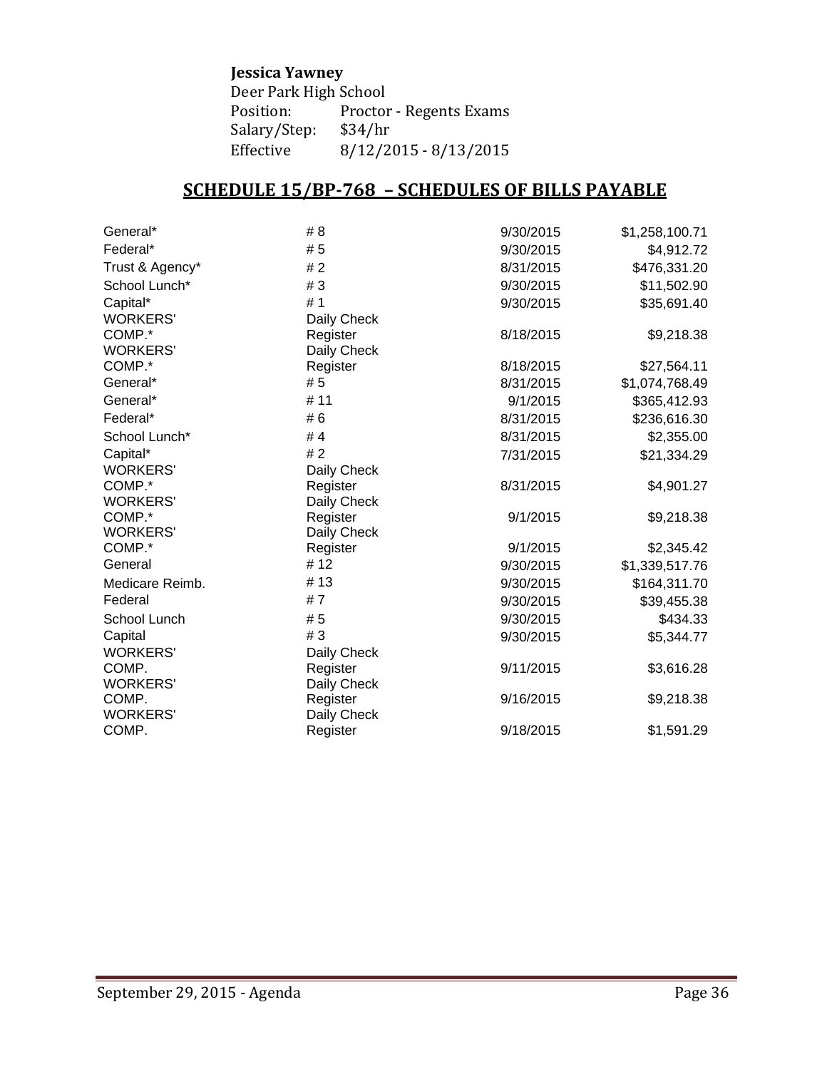**Jessica Yawney**
Deer Park High School
Position: Proctor - Regents Exams
Salary/Step: $34/hr
Effective 8/12/2015 - 8/13/2015

## SCHEDULE 15/BP-768 – SCHEDULES OF BILLS PAYABLE

| | | | |
|---|---|---|---|
| General* | # 8 | 9/30/2015 | $1,258,100.71 |
| Federal* | # 5 | 9/30/2015 | $4,912.72 |
| Trust & Agency* | # 2 | 8/31/2015 | $476,331.20 |
| School Lunch* | # 3 | 9/30/2015 | $11,502.90 |
| Capital* | # 1 | 9/30/2015 | $35,691.40 |
| WORKERS' COMP.* | Daily Check Register | 8/18/2015 | $9,218.38 |
| WORKERS' COMP.* | Daily Check Register | 8/18/2015 | $27,564.11 |
| General* | # 5 | 8/31/2015 | $1,074,768.49 |
| General* | # 11 | 9/1/2015 | $365,412.93 |
| Federal* | # 6 | 8/31/2015 | $236,616.30 |
| School Lunch* | # 4 | 8/31/2015 | $2,355.00 |
| Capital* | # 2 | 7/31/2015 | $21,334.29 |
| WORKERS' COMP.* | Daily Check Register | 8/31/2015 | $4,901.27 |
| WORKERS' COMP.* | Daily Check Register | 9/1/2015 | $9,218.38 |
| WORKERS' COMP.* | Daily Check Register | 9/1/2015 | $2,345.42 |
| General | # 12 | 9/30/2015 | $1,339,517.76 |
| Medicare Reimb. | # 13 | 9/30/2015 | $164,311.70 |
| Federal | # 7 | 9/30/2015 | $39,455.38 |
| School Lunch | # 5 | 9/30/2015 | $434.33 |
| Capital | # 3 | 9/30/2015 | $5,344.77 |
| WORKERS' COMP. | Daily Check Register | 9/11/2015 | $3,616.28 |
| WORKERS' COMP. | Daily Check Register | 9/16/2015 | $9,218.38 |
| WORKERS' COMP. | Daily Check Register | 9/18/2015 | $1,591.29 |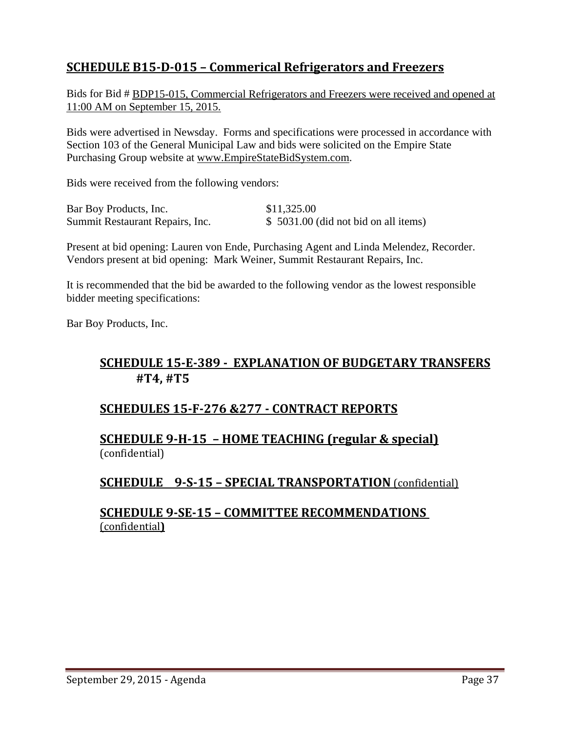## SCHEDULE B15-D-015 – Commerical Refrigerators and Freezers

Bids for Bid # BDP15-015, Commercial Refrigerators and Freezers were received and opened at 11:00 AM on September 15, 2015.

Bids were advertised in Newsday. Forms and specifications were processed in accordance with Section 103 of the General Municipal Law and bids were solicited on the Empire State Purchasing Group website at www.EmpireStateBidSystem.com.

Bids were received from the following vendors:

| | |
|---|---|
| Bar Boy Products, Inc. | $11,325.00 |
| Summit Restaurant Repairs, Inc. | $ 5031.00 (did not bid on all items) |

Present at bid opening: Lauren von Ende, Purchasing Agent and Linda Melendez, Recorder.
Vendors present at bid opening: Mark Weiner, Summit Restaurant Repairs, Inc.

It is recommended that the bid be awarded to the following vendor as the lowest responsible bidder meeting specifications:

Bar Boy Products, Inc.

## SCHEDULE 15-E-389 - EXPLANATION OF BUDGETARY TRANSFERS #T4, #T5

## SCHEDULES 15-F-276 &277 - CONTRACT REPORTS

## SCHEDULE 9-H-15 – HOME TEACHING (regular & special)

(confidential)

## SCHEDULE 9-S-15 – SPECIAL TRANSPORTATION (confidential)

## SCHEDULE 9-SE-15 – COMMITTEE RECOMMENDATIONS

(confidential)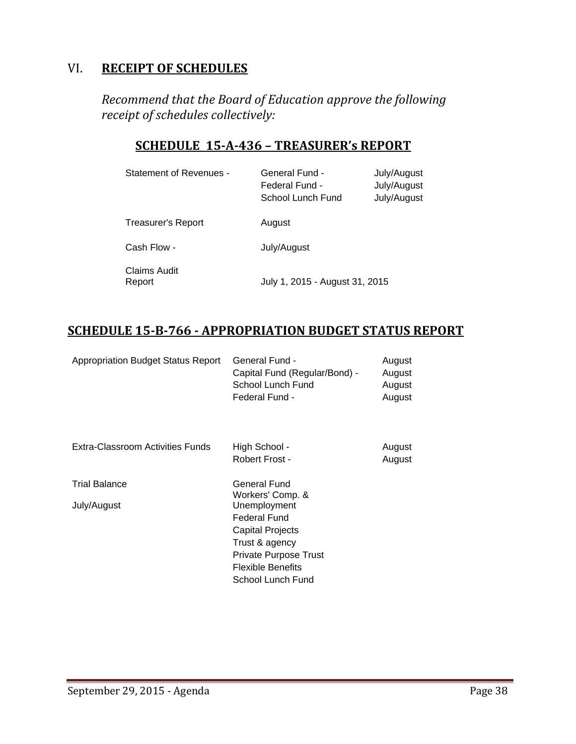## VI. **RECEIPT OF SCHEDULES**

*Recommend that the Board of Education approve the following receipt of schedules collectively:*

### SCHEDULE 15-A-436 – TREASURER's REPORT

| | | |
|---|---|---|
| Statement of Revenues - | General Fund - | July/August |
| | Federal Fund - | July/August |
| | School Lunch Fund | July/August |
| Treasurer's Report | August | |
| Cash Flow - | July/August | |
| Claims Audit Report | July 1, 2015 - August 31, 2015 | |

### SCHEDULE 15-B-766 - APPROPRIATION BUDGET STATUS REPORT

| | | |
|---|---|---|
| Appropriation Budget Status Report | General Fund - | August |
| | Capital Fund (Regular/Bond) - | August |
| | School Lunch Fund | August |
| | Federal Fund - | August |
| Extra-Classroom Activities Funds | High School - | August |
| | Robert Frost - | August |
| Trial Balance | General Fund | |
| July/August | Workers' Comp. & Unemployment | |
| | Federal Fund | |
| | Capital Projects | |
| | Trust & agency | |
| | Private Purpose Trust | |
| | Flexible Benefits | |
| | School Lunch Fund | |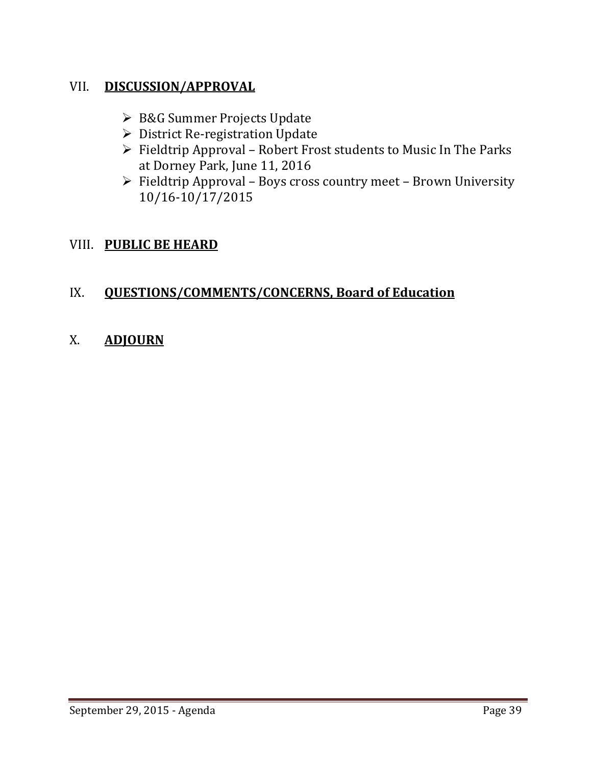## VII. **DISCUSSION/APPROVAL**

- B&G Summer Projects Update
- District Re-registration Update
- Fieldtrip Approval – Robert Frost students to Music In The Parks at Dorney Park, June 11, 2016
- Fieldtrip Approval – Boys cross country meet – Brown University 10/16-10/17/2015

## VIII. **PUBLIC BE HEARD**

## IX. **QUESTIONS/COMMENTS/CONCERNS, Board of Education**

## X. **ADJOURN**